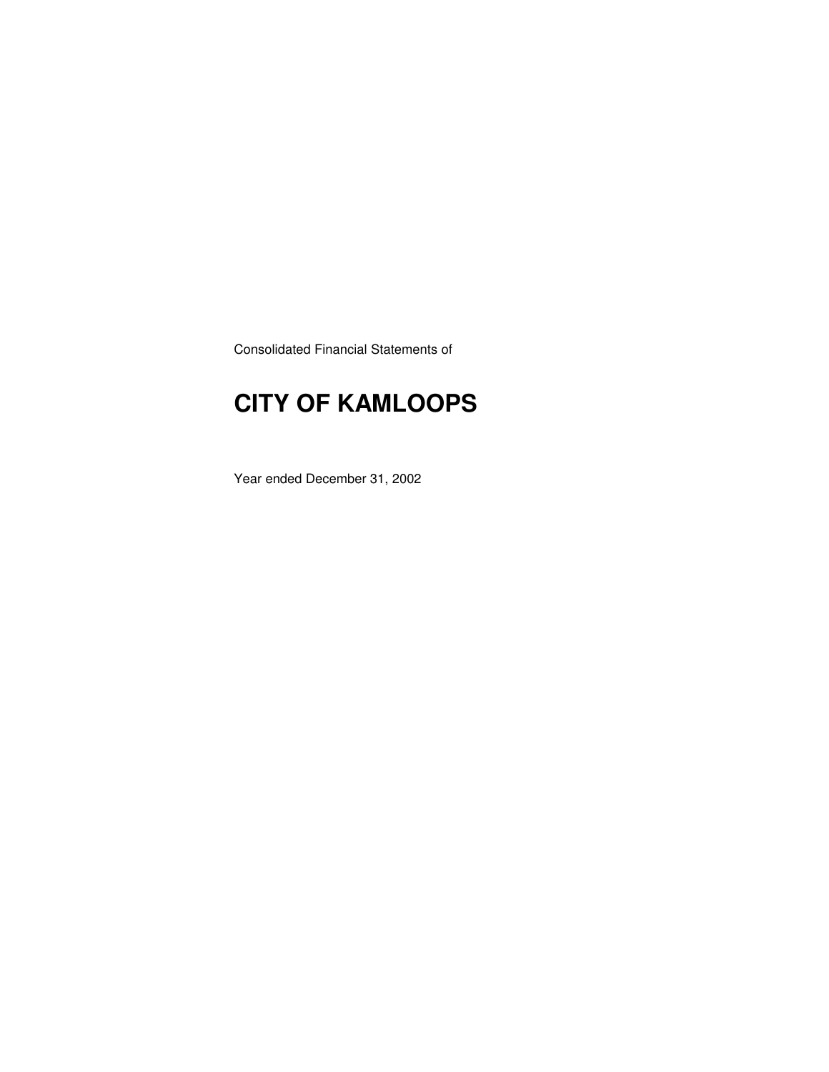Consolidated Financial Statements of

# CITY OF KAMLOOPS

Year ended December 31, 2002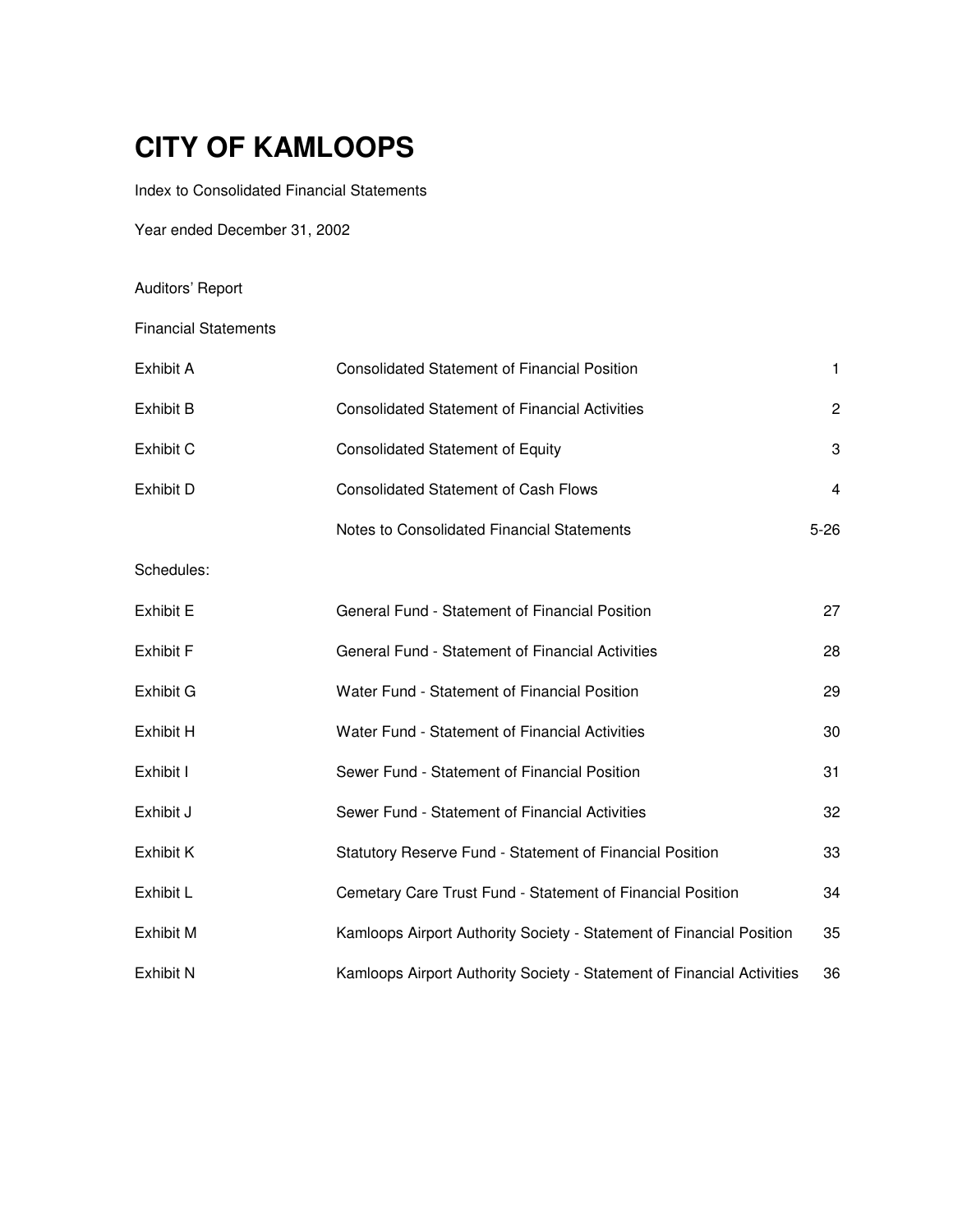# CITY OF KAMLOOPS

Index to Consolidated Financial Statements

Year ended December 31, 2002

Auditors' Report

Financial Statements

| | | |
|---|---|---|
| Exhibit A | Consolidated Statement of Financial Position | 1 |
| Exhibit B | Consolidated Statement of Financial Activities | 2 |
| Exhibit C | Consolidated Statement of Equity | 3 |
| Exhibit D | Consolidated Statement of Cash Flows | 4 |
| | Notes to Consolidated Financial Statements | 5-26 |

Schedules:

| | | |
|---|---|---|
| Exhibit E | General Fund - Statement of Financial Position | 27 |
| Exhibit F | General Fund - Statement of Financial Activities | 28 |
| Exhibit G | Water Fund - Statement of Financial Position | 29 |
| Exhibit H | Water Fund - Statement of Financial Activities | 30 |
| Exhibit I | Sewer Fund - Statement of Financial Position | 31 |
| Exhibit J | Sewer Fund - Statement of Financial Activities | 32 |
| Exhibit K | Statutory Reserve Fund - Statement of Financial Position | 33 |
| Exhibit L | Cemetary Care Trust Fund - Statement of Financial Position | 34 |
| Exhibit M | Kamloops Airport Authority Society - Statement of Financial Position | 35 |
| Exhibit N | Kamloops Airport Authority Society - Statement of Financial Activities | 36 |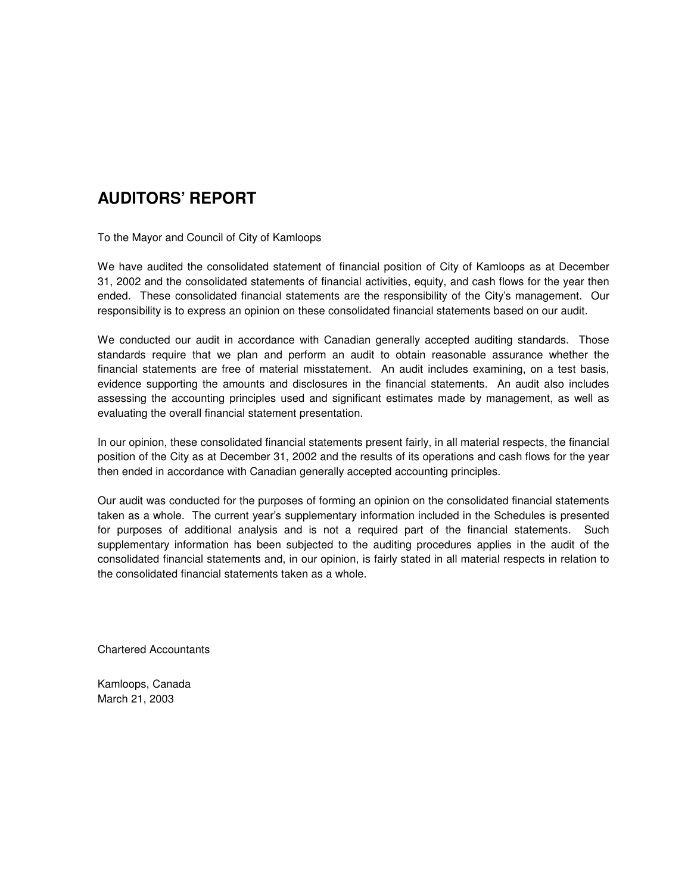# AUDITORS' REPORT

To the Mayor and Council of City of Kamloops

We have audited the consolidated statement of financial position of City of Kamloops as at December 31, 2002 and the consolidated statements of financial activities, equity, and cash flows for the year then ended. These consolidated financial statements are the responsibility of the City's management. Our responsibility is to express an opinion on these consolidated financial statements based on our audit.

We conducted our audit in accordance with Canadian generally accepted auditing standards. Those standards require that we plan and perform an audit to obtain reasonable assurance whether the financial statements are free of material misstatement. An audit includes examining, on a test basis, evidence supporting the amounts and disclosures in the financial statements. An audit also includes assessing the accounting principles used and significant estimates made by management, as well as evaluating the overall financial statement presentation.

In our opinion, these consolidated financial statements present fairly, in all material respects, the financial position of the City as at December 31, 2002 and the results of its operations and cash flows for the year then ended in accordance with Canadian generally accepted accounting principles.

Our audit was conducted for the purposes of forming an opinion on the consolidated financial statements taken as a whole. The current year's supplementary information included in the Schedules is presented for purposes of additional analysis and is not a required part of the financial statements. Such supplementary information has been subjected to the auditing procedures applies in the audit of the consolidated financial statements and, in our opinion, is fairly stated in all material respects in relation to the consolidated financial statements taken as a whole.

Chartered Accountants

Kamloops, Canada
March 21, 2003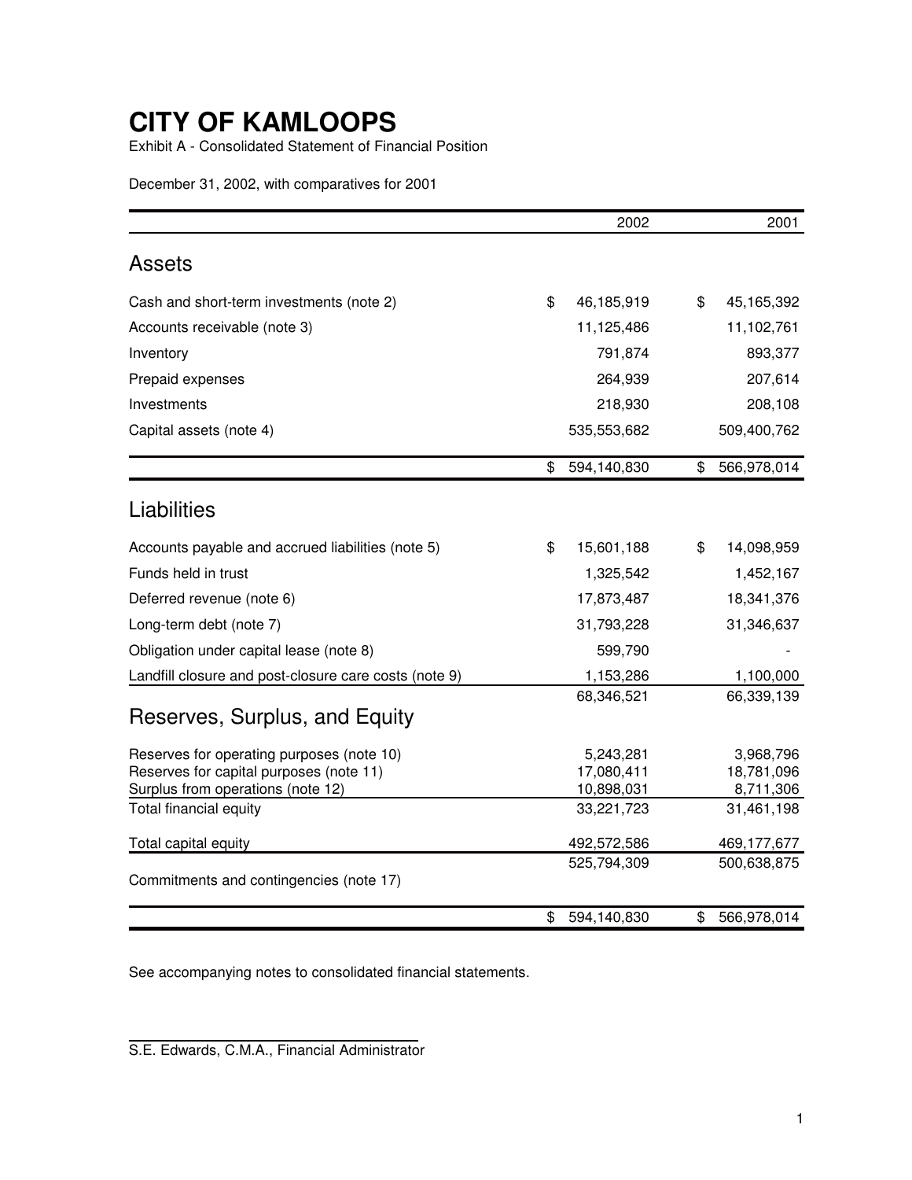# CITY OF KAMLOOPS

Exhibit A - Consolidated Statement of Financial Position

December 31, 2002, with comparatives for 2001

| | 2002 | 2001 |
|---|---|---|
| **Assets** | | |
| Cash and short-term investments (note 2) | $ 46,185,919 | $ 45,165,392 |
| Accounts receivable (note 3) | 11,125,486 | 11,102,761 |
| Inventory | 791,874 | 893,377 |
| Prepaid expenses | 264,939 | 207,614 |
| Investments | 218,930 | 208,108 |
| Capital assets (note 4) | 535,553,682 | 509,400,762 |
| | $ 594,140,830 | $ 566,978,014 |
| **Liabilities** | | |
| Accounts payable and accrued liabilities (note 5) | $ 15,601,188 | $ 14,098,959 |
| Funds held in trust | 1,325,542 | 1,452,167 |
| Deferred revenue (note 6) | 17,873,487 | 18,341,376 |
| Long-term debt (note 7) | 31,793,228 | 31,346,637 |
| Obligation under capital lease (note 8) | 599,790 | - |
| Landfill closure and post-closure care costs (note 9) | 1,153,286 | 1,100,000 |
| | 68,346,521 | 66,339,139 |
| **Reserves, Surplus, and Equity** | | |
| Reserves for operating purposes (note 10) | 5,243,281 | 3,968,796 |
| Reserves for capital purposes (note 11) | 17,080,411 | 18,781,096 |
| Surplus from operations (note 12) | 10,898,031 | 8,711,306 |
| Total financial equity | 33,221,723 | 31,461,198 |
| Total capital equity | 492,572,586 | 469,177,677 |
| | 525,794,309 | 500,638,875 |
| Commitments and contingencies (note 17) | | |
| | $ 594,140,830 | $ 566,978,014 |

See accompanying notes to consolidated financial statements.

S.E. Edwards, C.M.A., Financial Administrator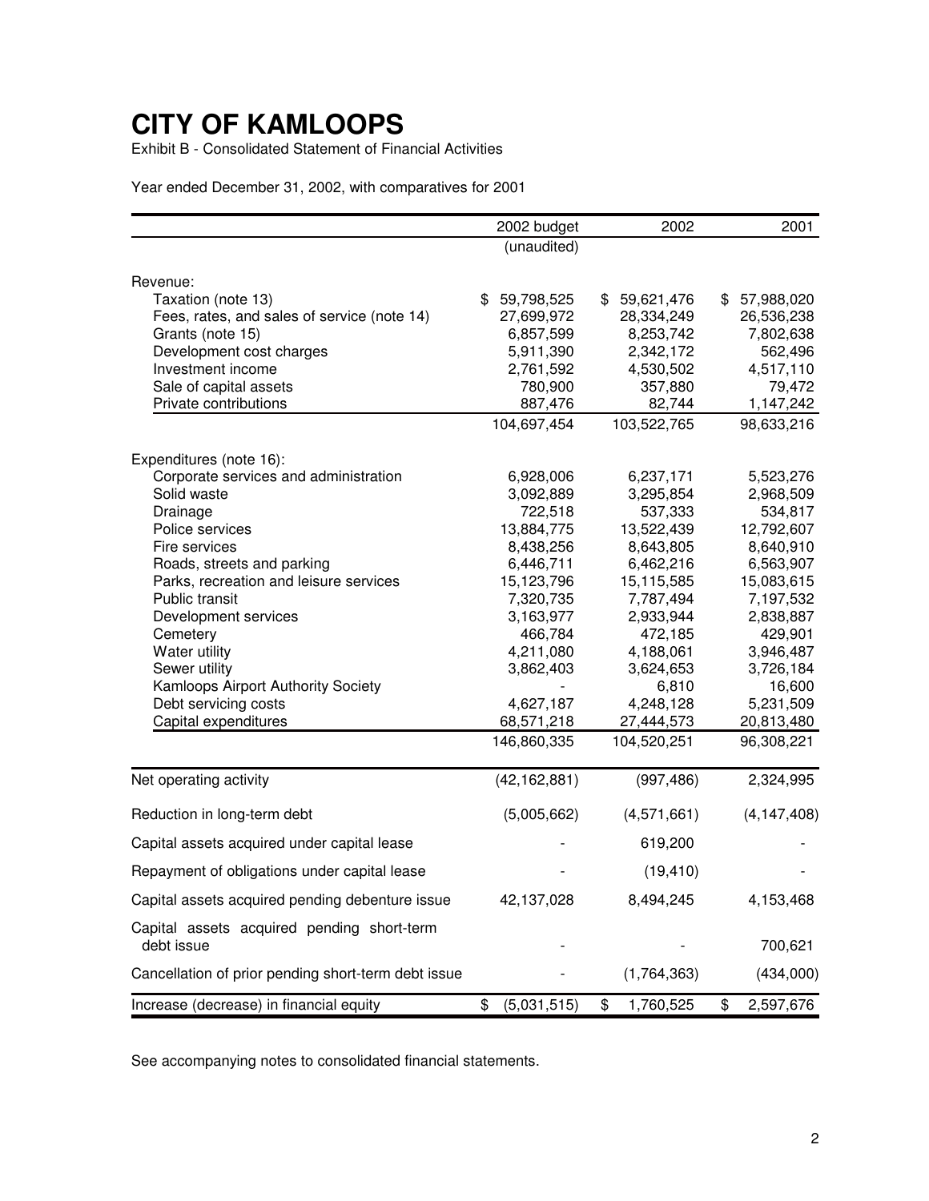# CITY OF KAMLOOPS

Exhibit B - Consolidated Statement of Financial Activities

Year ended December 31, 2002, with comparatives for 2001

| | 2002 budget | 2002 | 2001 |
|---|---|---|---|
| | (unaudited) | | |
| Revenue: | | | |
| Taxation (note 13) | $ 59,798,525 | $ 59,621,476 | $ 57,988,020 |
| Fees, rates, and sales of service (note 14) | 27,699,972 | 28,334,249 | 26,536,238 |
| Grants (note 15) | 6,857,599 | 8,253,742 | 7,802,638 |
| Development cost charges | 5,911,390 | 2,342,172 | 562,496 |
| Investment income | 2,761,592 | 4,530,502 | 4,517,110 |
| Sale of capital assets | 780,900 | 357,880 | 79,472 |
| Private contributions | 887,476 | 82,744 | 1,147,242 |
| | 104,697,454 | 103,522,765 | 98,633,216 |
| Expenditures (note 16): | | | |
| Corporate services and administration | 6,928,006 | 6,237,171 | 5,523,276 |
| Solid waste | 3,092,889 | 3,295,854 | 2,968,509 |
| Drainage | 722,518 | 537,333 | 534,817 |
| Police services | 13,884,775 | 13,522,439 | 12,792,607 |
| Fire services | 8,438,256 | 8,643,805 | 8,640,910 |
| Roads, streets and parking | 6,446,711 | 6,462,216 | 6,563,907 |
| Parks, recreation and leisure services | 15,123,796 | 15,115,585 | 15,083,615 |
| Public transit | 7,320,735 | 7,787,494 | 7,197,532 |
| Development services | 3,163,977 | 2,933,944 | 2,838,887 |
| Cemetery | 466,784 | 472,185 | 429,901 |
| Water utility | 4,211,080 | 4,188,061 | 3,946,487 |
| Sewer utility | 3,862,403 | 3,624,653 | 3,726,184 |
| Kamloops Airport Authority Society | - | 6,810 | 16,600 |
| Debt servicing costs | 4,627,187 | 4,248,128 | 5,231,509 |
| Capital expenditures | 68,571,218 | 27,444,573 | 20,813,480 |
| | 146,860,335 | 104,520,251 | 96,308,221 |
| Net operating activity | (42,162,881) | (997,486) | 2,324,995 |
| Reduction in long-term debt | (5,005,662) | (4,571,661) | (4,147,408) |
| Capital assets acquired under capital lease | - | 619,200 | - |
| Repayment of obligations under capital lease | - | (19,410) | - |
| Capital assets acquired pending debenture issue | 42,137,028 | 8,494,245 | 4,153,468 |
| Capital assets acquired pending short-term debt issue | - | - | 700,621 |
| Cancellation of prior pending short-term debt issue | - | (1,764,363) | (434,000) |
| Increase (decrease) in financial equity | $ (5,031,515) | $ 1,760,525 | $ 2,597,676 |

See accompanying notes to consolidated financial statements.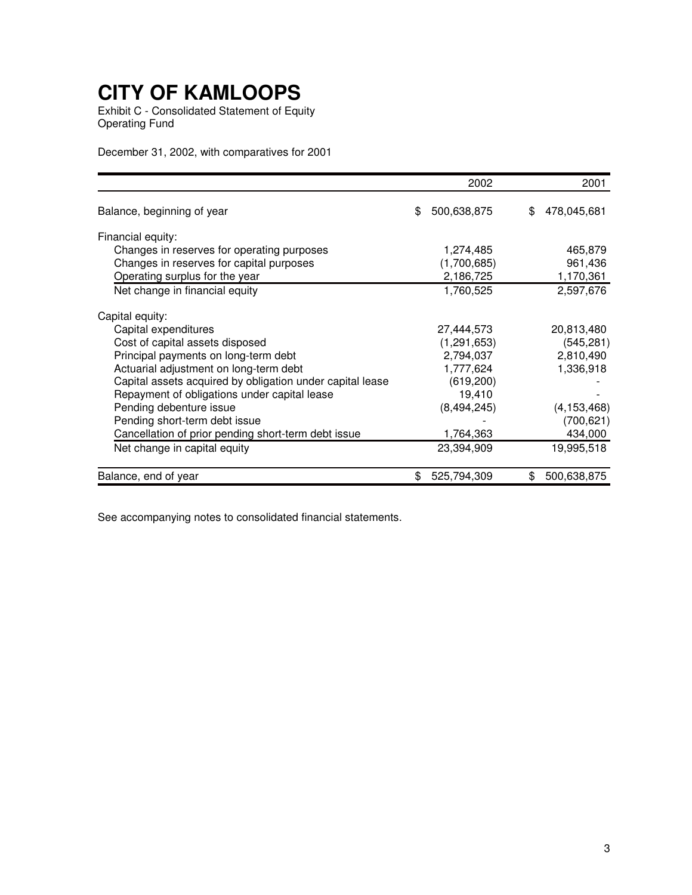# CITY OF KAMLOOPS

Exhibit C - Consolidated Statement of Equity
Operating Fund

December 31, 2002, with comparatives for 2001

| | 2002 | 2001 |
|---|---|---|
| Balance, beginning of year | $ 500,638,875 | $ 478,045,681 |
| Financial equity: | | |
| Changes in reserves for operating purposes | 1,274,485 | 465,879 |
| Changes in reserves for capital purposes | (1,700,685) | 961,436 |
| Operating surplus for the year | 2,186,725 | 1,170,361 |
| Net change in financial equity | 1,760,525 | 2,597,676 |
| Capital equity: | | |
| Capital expenditures | 27,444,573 | 20,813,480 |
| Cost of capital assets disposed | (1,291,653) | (545,281) |
| Principal payments on long-term debt | 2,794,037 | 2,810,490 |
| Actuarial adjustment on long-term debt | 1,777,624 | 1,336,918 |
| Capital assets acquired by obligation under capital lease | (619,200) | - |
| Repayment of obligations under capital lease | 19,410 | - |
| Pending debenture issue | (8,494,245) | (4,153,468) |
| Pending short-term debt issue | - | (700,621) |
| Cancellation of prior pending short-term debt issue | 1,764,363 | 434,000 |
| Net change in capital equity | 23,394,909 | 19,995,518 |
| Balance, end of year | $ 525,794,309 | $ 500,638,875 |

See accompanying notes to consolidated financial statements.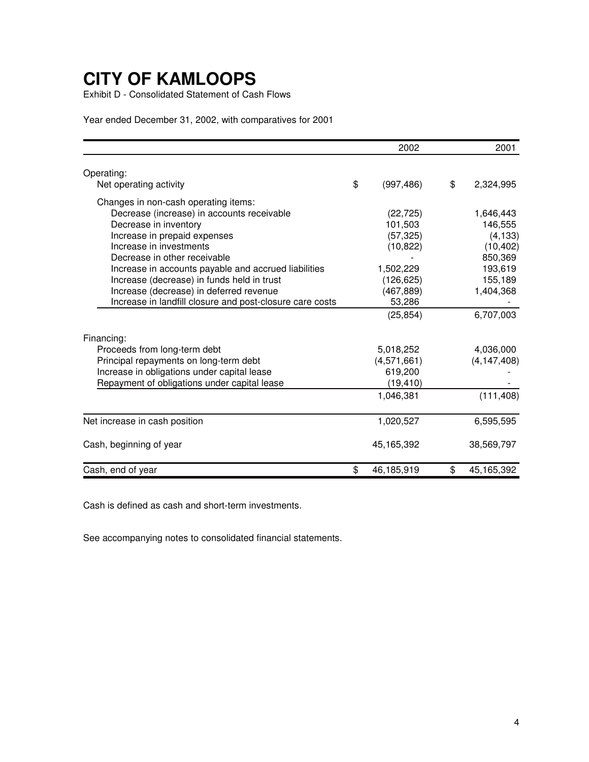# CITY OF KAMLOOPS

Exhibit D - Consolidated Statement of Cash Flows

Year ended December 31, 2002, with comparatives for 2001

| | 2002 | 2001 |
|---|---|---|
| Operating: | | |
| Net operating activity | $ (997,486) | $ 2,324,995 |
| Changes in non-cash operating items: | | |
| Decrease (increase) in accounts receivable | (22,725) | 1,646,443 |
| Decrease in inventory | 101,503 | 146,555 |
| Increase in prepaid expenses | (57,325) | (4,133) |
| Increase in investments | (10,822) | (10,402) |
| Decrease in other receivable | - | 850,369 |
| Increase in accounts payable and accrued liabilities | 1,502,229 | 193,619 |
| Increase (decrease) in funds held in trust | (126,625) | 155,189 |
| Increase (decrease) in deferred revenue | (467,889) | 1,404,368 |
| Increase in landfill closure and post-closure care costs | 53,286 | - |
| | (25,854) | 6,707,003 |
| Financing: | | |
| Proceeds from long-term debt | 5,018,252 | 4,036,000 |
| Principal repayments on long-term debt | (4,571,661) | (4,147,408) |
| Increase in obligations under capital lease | 619,200 | - |
| Repayment of obligations under capital lease | (19,410) | - |
| | 1,046,381 | (111,408) |
| Net increase in cash position | 1,020,527 | 6,595,595 |
| Cash, beginning of year | 45,165,392 | 38,569,797 |
| Cash, end of year | $ 46,185,919 | $ 45,165,392 |

Cash is defined as cash and short-term investments.

See accompanying notes to consolidated financial statements.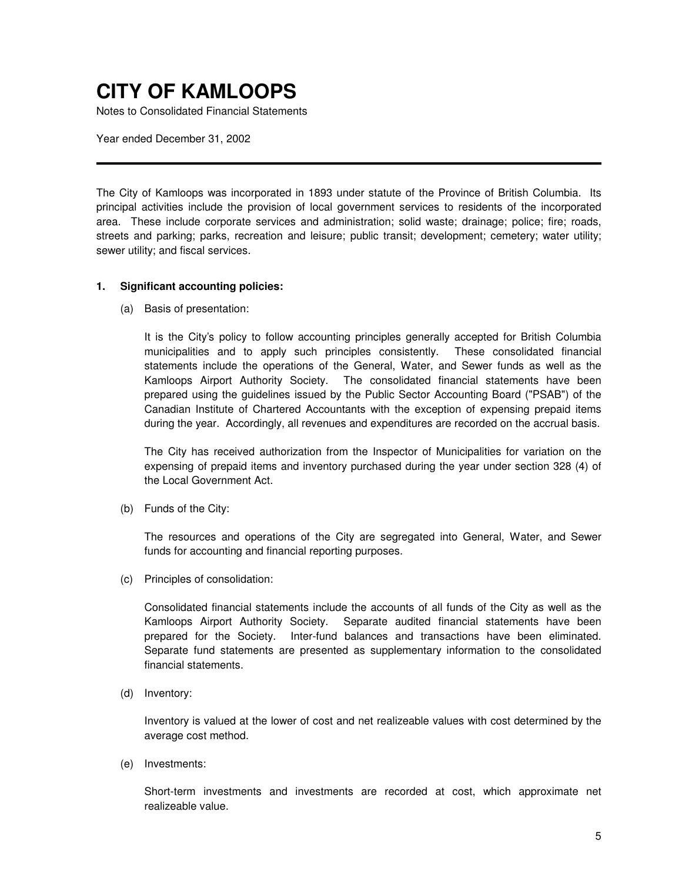# CITY OF KAMLOOPS

Notes to Consolidated Financial Statements

Year ended December 31, 2002

---

The City of Kamloops was incorporated in 1893 under statute of the Province of British Columbia. Its principal activities include the provision of local government services to residents of the incorporated area. These include corporate services and administration; solid waste; drainage; police; fire; roads, streets and parking; parks, recreation and leisure; public transit; development; cemetery; water utility; sewer utility; and fiscal services.

**1. Significant accounting policies:**

(a) Basis of presentation:

It is the City's policy to follow accounting principles generally accepted for British Columbia municipalities and to apply such principles consistently. These consolidated financial statements include the operations of the General, Water, and Sewer funds as well as the Kamloops Airport Authority Society. The consolidated financial statements have been prepared using the guidelines issued by the Public Sector Accounting Board ("PSAB") of the Canadian Institute of Chartered Accountants with the exception of expensing prepaid items during the year. Accordingly, all revenues and expenditures are recorded on the accrual basis.

The City has received authorization from the Inspector of Municipalities for variation on the expensing of prepaid items and inventory purchased during the year under section 328 (4) of the Local Government Act.

(b) Funds of the City:

The resources and operations of the City are segregated into General, Water, and Sewer funds for accounting and financial reporting purposes.

(c) Principles of consolidation:

Consolidated financial statements include the accounts of all funds of the City as well as the Kamloops Airport Authority Society. Separate audited financial statements have been prepared for the Society. Inter-fund balances and transactions have been eliminated. Separate fund statements are presented as supplementary information to the consolidated financial statements.

(d) Inventory:

Inventory is valued at the lower of cost and net realizeable values with cost determined by the average cost method.

(e) Investments:

Short-term investments and investments are recorded at cost, which approximate net realizeable value.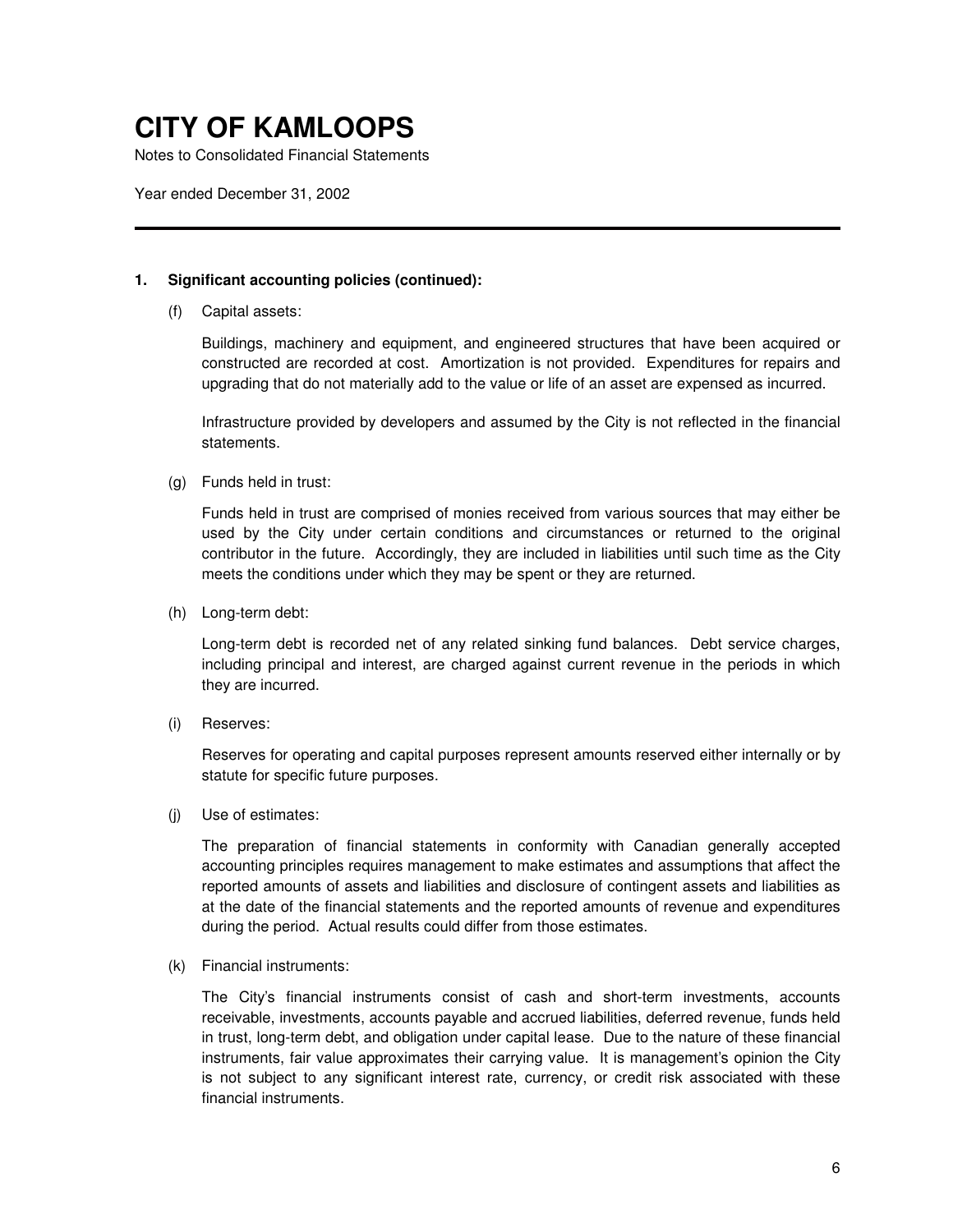# CITY OF KAMLOOPS

Notes to Consolidated Financial Statements

Year ended December 31, 2002

---

**1. Significant accounting policies (continued):**

(f) Capital assets:

Buildings, machinery and equipment, and engineered structures that have been acquired or constructed are recorded at cost. Amortization is not provided. Expenditures for repairs and upgrading that do not materially add to the value or life of an asset are expensed as incurred.

Infrastructure provided by developers and assumed by the City is not reflected in the financial statements.

(g) Funds held in trust:

Funds held in trust are comprised of monies received from various sources that may either be used by the City under certain conditions and circumstances or returned to the original contributor in the future. Accordingly, they are included in liabilities until such time as the City meets the conditions under which they may be spent or they are returned.

(h) Long-term debt:

Long-term debt is recorded net of any related sinking fund balances. Debt service charges, including principal and interest, are charged against current revenue in the periods in which they are incurred.

(i) Reserves:

Reserves for operating and capital purposes represent amounts reserved either internally or by statute for specific future purposes.

(j) Use of estimates:

The preparation of financial statements in conformity with Canadian generally accepted accounting principles requires management to make estimates and assumptions that affect the reported amounts of assets and liabilities and disclosure of contingent assets and liabilities as at the date of the financial statements and the reported amounts of revenue and expenditures during the period. Actual results could differ from those estimates.

(k) Financial instruments:

The City's financial instruments consist of cash and short-term investments, accounts receivable, investments, accounts payable and accrued liabilities, deferred revenue, funds held in trust, long-term debt, and obligation under capital lease. Due to the nature of these financial instruments, fair value approximates their carrying value. It is management's opinion the City is not subject to any significant interest rate, currency, or credit risk associated with these financial instruments.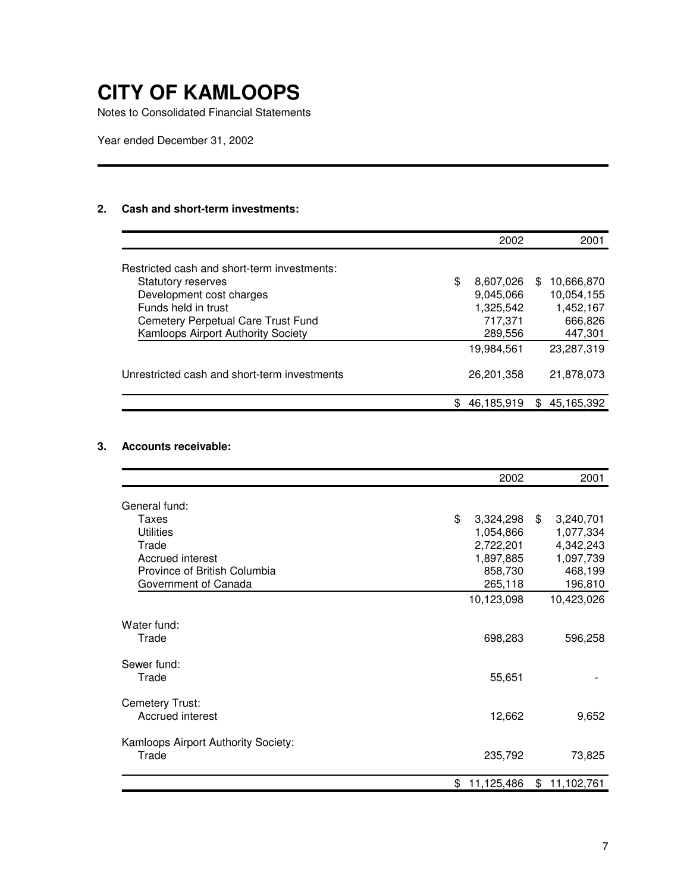# CITY OF KAMLOOPS

Notes to Consolidated Financial Statements

Year ended December 31, 2002

## 2. Cash and short-term investments:

| | 2002 | 2001 |
|---|---|---|
| Restricted cash and short-term investments: | | |
| Statutory reserves | $ 8,607,026 | $ 10,666,870 |
| Development cost charges | 9,045,066 | 10,054,155 |
| Funds held in trust | 1,325,542 | 1,452,167 |
| Cemetery Perpetual Care Trust Fund | 717,371 | 666,826 |
| Kamloops Airport Authority Society | 289,556 | 447,301 |
| | 19,984,561 | 23,287,319 |
| Unrestricted cash and short-term investments | 26,201,358 | 21,878,073 |
| | $ 46,185,919 | $ 45,165,392 |

## 3. Accounts receivable:

| | 2002 | 2001 |
|---|---|---|
| General fund: | | |
| Taxes | $ 3,324,298 | $ 3,240,701 |
| Utilities | 1,054,866 | 1,077,334 |
| Trade | 2,722,201 | 4,342,243 |
| Accrued interest | 1,897,885 | 1,097,739 |
| Province of British Columbia | 858,730 | 468,199 |
| Government of Canada | 265,118 | 196,810 |
| | 10,123,098 | 10,423,026 |
| Water fund: | | |
| Trade | 698,283 | 596,258 |
| Sewer fund: | | |
| Trade | 55,651 | - |
| Cemetery Trust: | | |
| Accrued interest | 12,662 | 9,652 |
| Kamloops Airport Authority Society: | | |
| Trade | 235,792 | 73,825 |
| | $ 11,125,486 | $ 11,102,761 |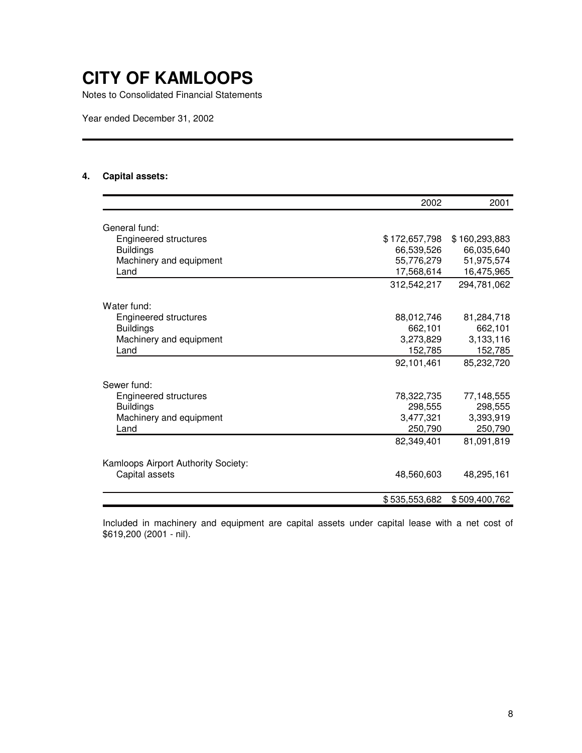# CITY OF KAMLOOPS

Notes to Consolidated Financial Statements

Year ended December 31, 2002

### 4. Capital assets:

| | 2002 | 2001 |
|---|---|---|
| General fund: | | |
| Engineered structures | $ 172,657,798 | $ 160,293,883 |
| Buildings | 66,539,526 | 66,035,640 |
| Machinery and equipment | 55,776,279 | 51,975,574 |
| Land | 17,568,614 | 16,475,965 |
| | 312,542,217 | 294,781,062 |
| Water fund: | | |
| Engineered structures | 88,012,746 | 81,284,718 |
| Buildings | 662,101 | 662,101 |
| Machinery and equipment | 3,273,829 | 3,133,116 |
| Land | 152,785 | 152,785 |
| | 92,101,461 | 85,232,720 |
| Sewer fund: | | |
| Engineered structures | 78,322,735 | 77,148,555 |
| Buildings | 298,555 | 298,555 |
| Machinery and equipment | 3,477,321 | 3,393,919 |
| Land | 250,790 | 250,790 |
| | 82,349,401 | 81,091,819 |
| Kamloops Airport Authority Society: | | |
| Capital assets | 48,560,603 | 48,295,161 |
| | $ 535,553,682 | $ 509,400,762 |

Included in machinery and equipment are capital assets under capital lease with a net cost of $619,200 (2001 - nil).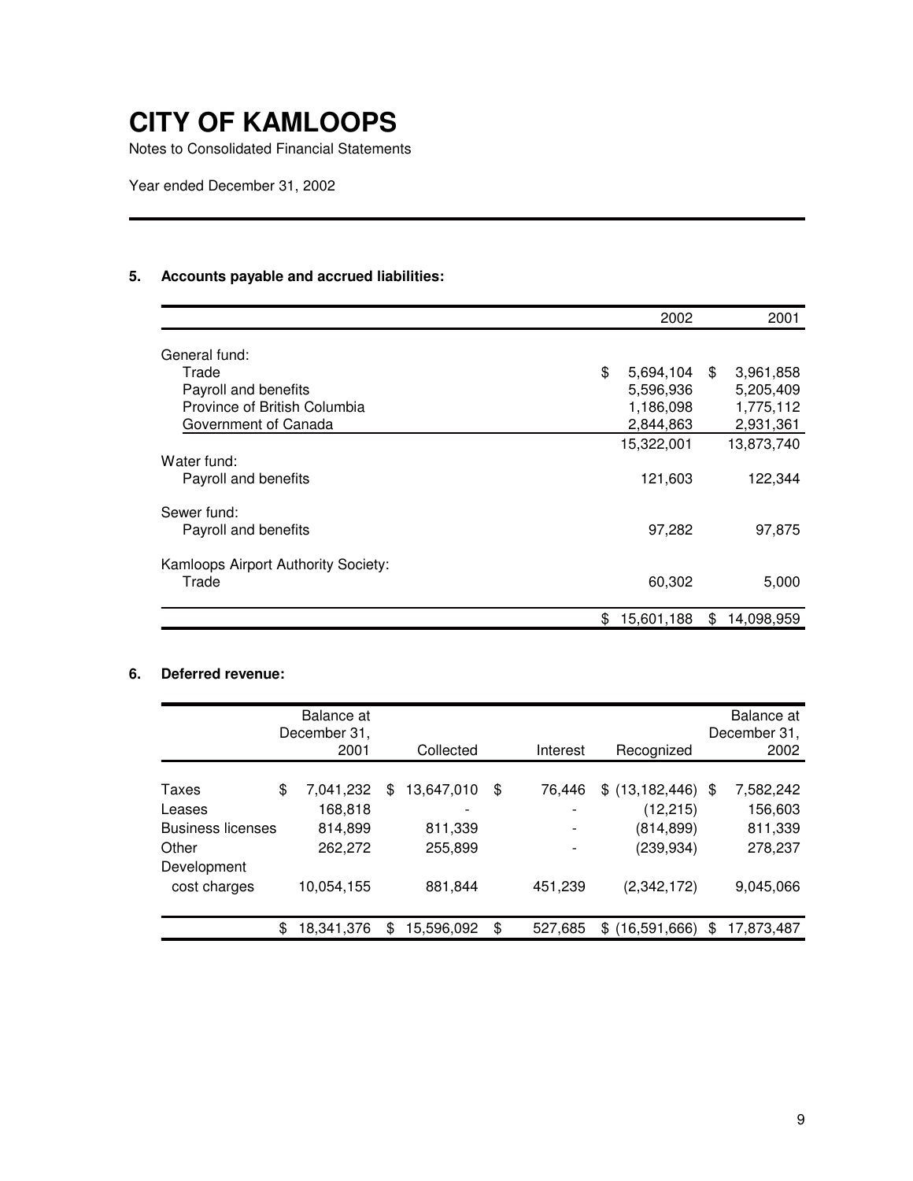# CITY OF KAMLOOPS

Notes to Consolidated Financial Statements

Year ended December 31, 2002

## 5. Accounts payable and accrued liabilities:

| | 2002 | 2001 |
|---|---|---|
| General fund: | | |
| Trade | $ 5,694,104 | $ 3,961,858 |
| Payroll and benefits | 5,596,936 | 5,205,409 |
| Province of British Columbia | 1,186,098 | 1,775,112 |
| Government of Canada | 2,844,863 | 2,931,361 |
| | 15,322,001 | 13,873,740 |
| Water fund: | | |
| Payroll and benefits | 121,603 | 122,344 |
| Sewer fund: | | |
| Payroll and benefits | 97,282 | 97,875 |
| Kamloops Airport Authority Society: | | |
| Trade | 60,302 | 5,000 |
| | $ 15,601,188 | $ 14,098,959 |

## 6. Deferred revenue:

| | Balance at December 31, 2001 | Collected | Interest | Recognized | Balance at December 31, 2002 |
|---|---|---|---|---|---|
| Taxes | $ 7,041,232 | $ 13,647,010 | $ 76,446 | $ (13,182,446) | $ 7,582,242 |
| Leases | 168,818 | - | - | (12,215) | 156,603 |
| Business licenses | 814,899 | 811,339 | - | (814,899) | 811,339 |
| Other | 262,272 | 255,899 | - | (239,934) | 278,237 |
| Development cost charges | 10,054,155 | 881,844 | 451,239 | (2,342,172) | 9,045,066 |
| | $ 18,341,376 | $ 15,596,092 | $ 527,685 | $ (16,591,666) | $ 17,873,487 |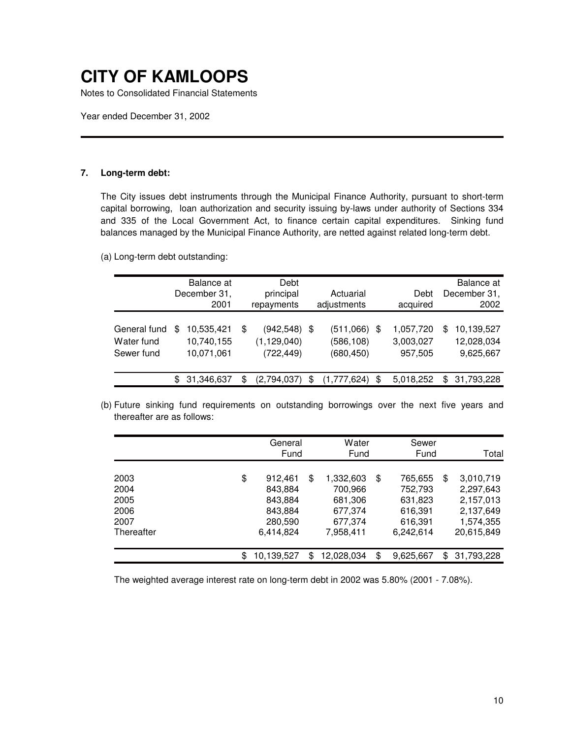# CITY OF KAMLOOPS

Notes to Consolidated Financial Statements

Year ended December 31, 2002

## 7. Long-term debt:

The City issues debt instruments through the Municipal Finance Authority, pursuant to short-term capital borrowing, loan authorization and security issuing by-laws under authority of Sections 334 and 335 of the Local Government Act, to finance certain capital expenditures. Sinking fund balances managed by the Municipal Finance Authority, are netted against related long-term debt.

(a) Long-term debt outstanding:

| | Balance at December 31, 2001 | Debt principal repayments | Actuarial adjustments | Debt acquired | Balance at December 31, 2002 |
|---|---|---|---|---|---|
| General fund | $ 10,535,421 | $ (942,548) | $ (511,066) | $ 1,057,720 | $ 10,139,527 |
| Water fund | 10,740,155 | (1,129,040) | (586,108) | 3,003,027 | 12,028,034 |
| Sewer fund | 10,071,061 | (722,449) | (680,450) | 957,505 | 9,625,667 |
| | $ 31,346,637 | $ (2,794,037) | $ (1,777,624) | $ 5,018,252 | $ 31,793,228 |

(b) Future sinking fund requirements on outstanding borrowings over the next five years and thereafter are as follows:

| | General Fund | Water Fund | Sewer Fund | Total |
|---|---|---|---|---|
| 2003 | $ 912,461 | $ 1,332,603 | $ 765,655 | $ 3,010,719 |
| 2004 | 843,884 | 700,966 | 752,793 | 2,297,643 |
| 2005 | 843,884 | 681,306 | 631,823 | 2,157,013 |
| 2006 | 843,884 | 677,374 | 616,391 | 2,137,649 |
| 2007 | 280,590 | 677,374 | 616,391 | 1,574,355 |
| Thereafter | 6,414,824 | 7,958,411 | 6,242,614 | 20,615,849 |
| | $ 10,139,527 | $ 12,028,034 | $ 9,625,667 | $ 31,793,228 |

The weighted average interest rate on long-term debt in 2002 was 5.80% (2001 - 7.08%).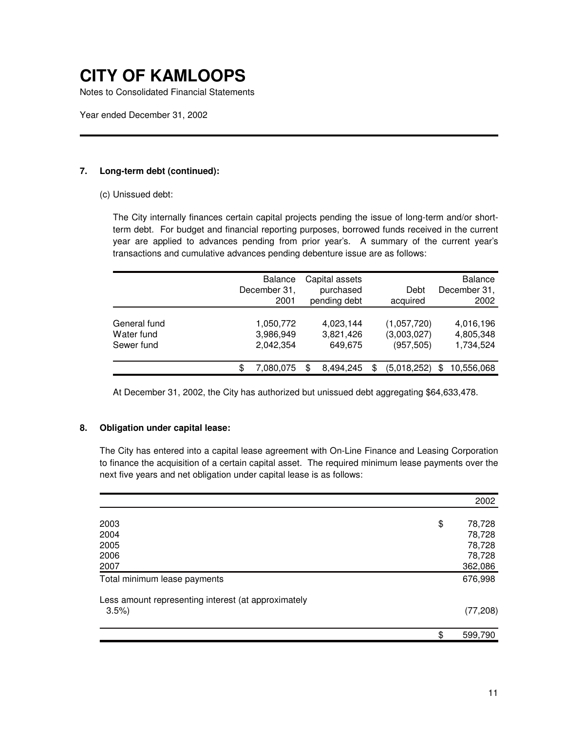# CITY OF KAMLOOPS

Notes to Consolidated Financial Statements

Year ended December 31, 2002

### 7. Long-term debt (continued):

(c) Unissued debt:

The City internally finances certain capital projects pending the issue of long-term and/or short-term debt. For budget and financial reporting purposes, borrowed funds received in the current year are applied to advances pending from prior year's. A summary of the current year's transactions and cumulative advances pending debenture issue are as follows:

| | Balance December 31, 2001 | Capital assets purchased pending debt | Debt acquired | Balance December 31, 2002 |
|---|---|---|---|---|
| General fund | 1,050,772 | 4,023,144 | (1,057,720) | 4,016,196 |
| Water fund | 3,986,949 | 3,821,426 | (3,003,027) | 4,805,348 |
| Sewer fund | 2,042,354 | 649,675 | (957,505) | 1,734,524 |
| | $ 7,080,075 | $ 8,494,245 | $ (5,018,252) | $ 10,556,068 |

At December 31, 2002, the City has authorized but unissued debt aggregating $64,633,478.

### 8. Obligation under capital lease:

The City has entered into a capital lease agreement with On-Line Finance and Leasing Corporation to finance the acquisition of a certain capital asset. The required minimum lease payments over the next five years and net obligation under capital lease is as follows:

| | 2002 |
|---|---|
| 2003 | $ 78,728 |
| 2004 | 78,728 |
| 2005 | 78,728 |
| 2006 | 78,728 |
| 2007 | 362,086 |
| Total minimum lease payments | 676,998 |
| Less amount representing interest (at approximately 3.5%) | (77,208) |
| | $ 599,790 |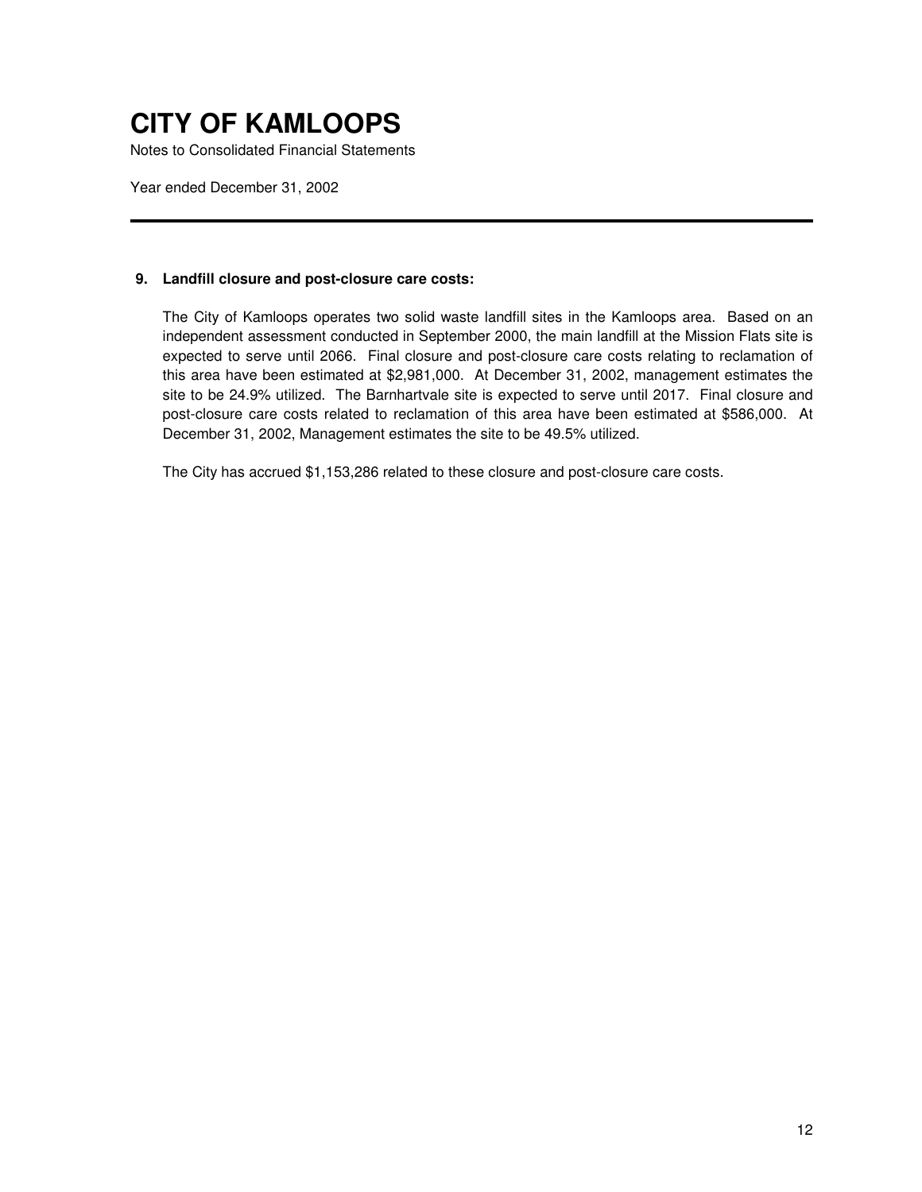# CITY OF KAMLOOPS

Notes to Consolidated Financial Statements

Year ended December 31, 2002

---

**9. Landfill closure and post-closure care costs:**

The City of Kamloops operates two solid waste landfill sites in the Kamloops area. Based on an independent assessment conducted in September 2000, the main landfill at the Mission Flats site is expected to serve until 2066. Final closure and post-closure care costs relating to reclamation of this area have been estimated at $2,981,000. At December 31, 2002, management estimates the site to be 24.9% utilized. The Barnhartvale site is expected to serve until 2017. Final closure and post-closure care costs related to reclamation of this area have been estimated at $586,000. At December 31, 2002, Management estimates the site to be 49.5% utilized.

The City has accrued $1,153,286 related to these closure and post-closure care costs.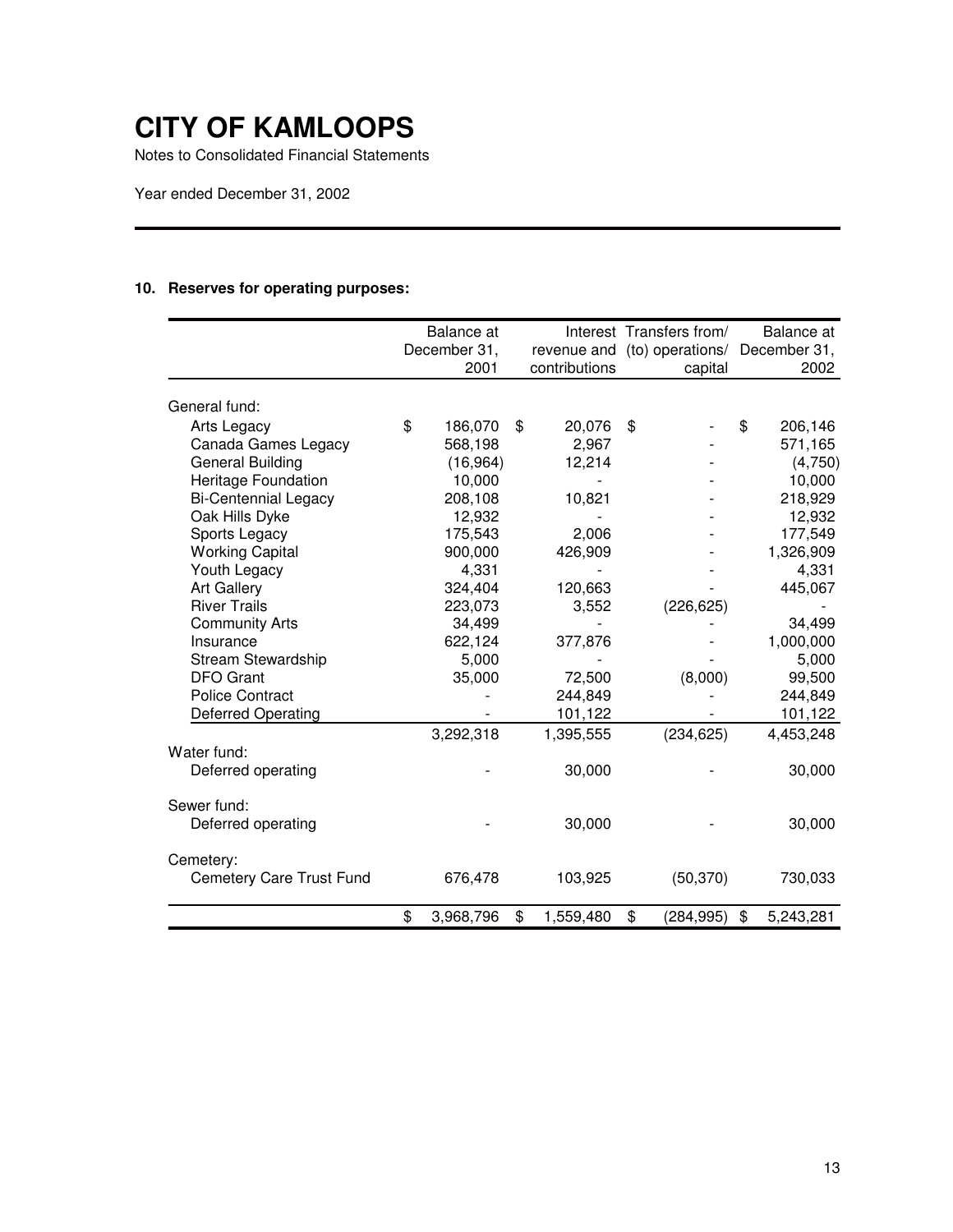# CITY OF KAMLOOPS

Notes to Consolidated Financial Statements

Year ended December 31, 2002

## 10. Reserves for operating purposes:

| | Balance at December 31, 2001 | Interest revenue and contributions | Transfers from/ (to) operations/ capital | Balance at December 31, 2002 |
|---|---|---|---|---|
| General fund: | | | | |
| Arts Legacy | $ 186,070 | $ 20,076 | $ - | $ 206,146 |
| Canada Games Legacy | 568,198 | 2,967 | - | 571,165 |
| General Building | (16,964) | 12,214 | - | (4,750) |
| Heritage Foundation | 10,000 | - | - | 10,000 |
| Bi-Centennial Legacy | 208,108 | 10,821 | - | 218,929 |
| Oak Hills Dyke | 12,932 | - | - | 12,932 |
| Sports Legacy | 175,543 | 2,006 | - | 177,549 |
| Working Capital | 900,000 | 426,909 | - | 1,326,909 |
| Youth Legacy | 4,331 | - | - | 4,331 |
| Art Gallery | 324,404 | 120,663 | - | 445,067 |
| River Trails | 223,073 | 3,552 | (226,625) | - |
| Community Arts | 34,499 | - | - | 34,499 |
| Insurance | 622,124 | 377,876 | - | 1,000,000 |
| Stream Stewardship | 5,000 | - | - | 5,000 |
| DFO Grant | 35,000 | 72,500 | (8,000) | 99,500 |
| Police Contract | - | 244,849 | - | 244,849 |
| Deferred Operating | - | 101,122 | - | 101,122 |
| | 3,292,318 | 1,395,555 | (234,625) | 4,453,248 |
| Water fund: | | | | |
| Deferred operating | - | 30,000 | - | 30,000 |
| Sewer fund: | | | | |
| Deferred operating | - | 30,000 | - | 30,000 |
| Cemetery: | | | | |
| Cemetery Care Trust Fund | 676,478 | 103,925 | (50,370) | 730,033 |
| | $ 3,968,796 | $ 1,559,480 | $ (284,995) | $ 5,243,281 |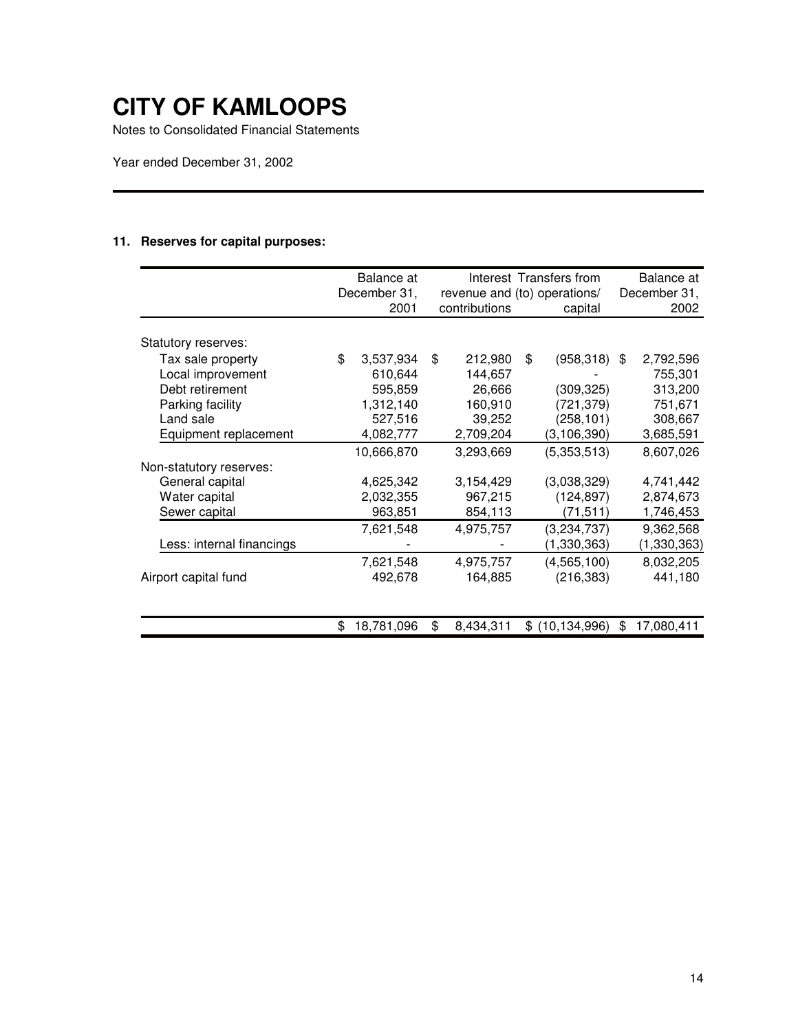# CITY OF KAMLOOPS

Notes to Consolidated Financial Statements

Year ended December 31, 2002

## 11. Reserves for capital purposes:

| | Balance at December 31, 2001 | Interest revenue and contributions | Transfers from (to) operations/ capital | Balance at December 31, 2002 |
|---|---|---|---|---|
| Statutory reserves: | | | | |
| Tax sale property | $ 3,537,934 | $ 212,980 | $ (958,318) | $ 2,792,596 |
| Local improvement | 610,644 | 144,657 | - | 755,301 |
| Debt retirement | 595,859 | 26,666 | (309,325) | 313,200 |
| Parking facility | 1,312,140 | 160,910 | (721,379) | 751,671 |
| Land sale | 527,516 | 39,252 | (258,101) | 308,667 |
| Equipment replacement | 4,082,777 | 2,709,204 | (3,106,390) | 3,685,591 |
| | 10,666,870 | 3,293,669 | (5,353,513) | 8,607,026 |
| Non-statutory reserves: | | | | |
| General capital | 4,625,342 | 3,154,429 | (3,038,329) | 4,741,442 |
| Water capital | 2,032,355 | 967,215 | (124,897) | 2,874,673 |
| Sewer capital | 963,851 | 854,113 | (71,511) | 1,746,453 |
| | 7,621,548 | 4,975,757 | (3,234,737) | 9,362,568 |
| Less: internal financings | - | - | (1,330,363) | (1,330,363) |
| | 7,621,548 | 4,975,757 | (4,565,100) | 8,032,205 |
| Airport capital fund | 492,678 | 164,885 | (216,383) | 441,180 |
| | $ 18,781,096 | $ 8,434,311 | $ (10,134,996) | $ 17,080,411 |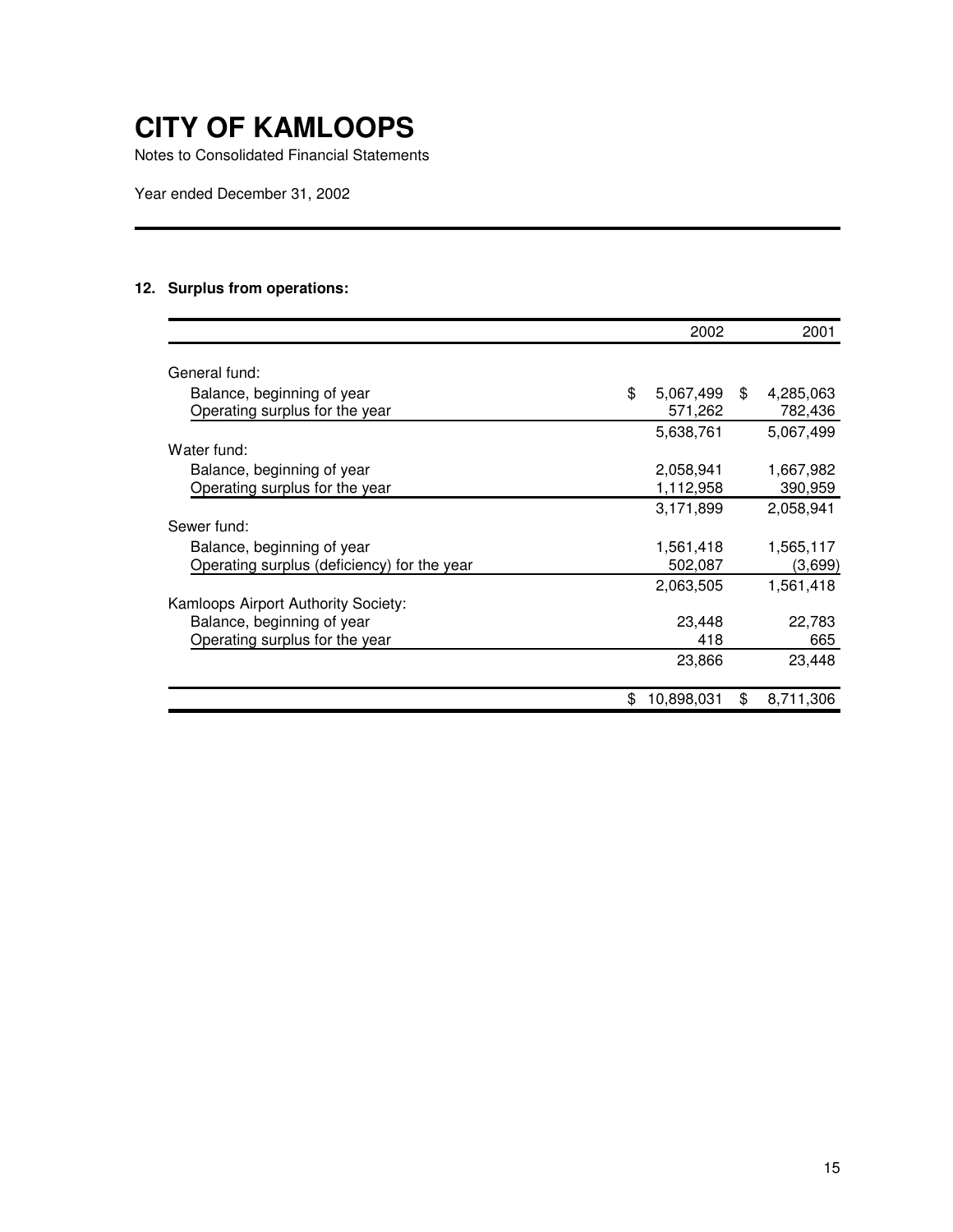# CITY OF KAMLOOPS

Notes to Consolidated Financial Statements

Year ended December 31, 2002

## 12. Surplus from operations:

| | 2002 | 2001 |
|---|---|---|
| General fund: | | |
| Balance, beginning of year | $ 5,067,499 | $ 4,285,063 |
| Operating surplus for the year | 571,262 | 782,436 |
| | 5,638,761 | 5,067,499 |
| Water fund: | | |
| Balance, beginning of year | 2,058,941 | 1,667,982 |
| Operating surplus for the year | 1,112,958 | 390,959 |
| | 3,171,899 | 2,058,941 |
| Sewer fund: | | |
| Balance, beginning of year | 1,561,418 | 1,565,117 |
| Operating surplus (deficiency) for the year | 502,087 | (3,699) |
| | 2,063,505 | 1,561,418 |
| Kamloops Airport Authority Society: | | |
| Balance, beginning of year | 23,448 | 22,783 |
| Operating surplus for the year | 418 | 665 |
| | 23,866 | 23,448 |
| | $ 10,898,031 | $ 8,711,306 |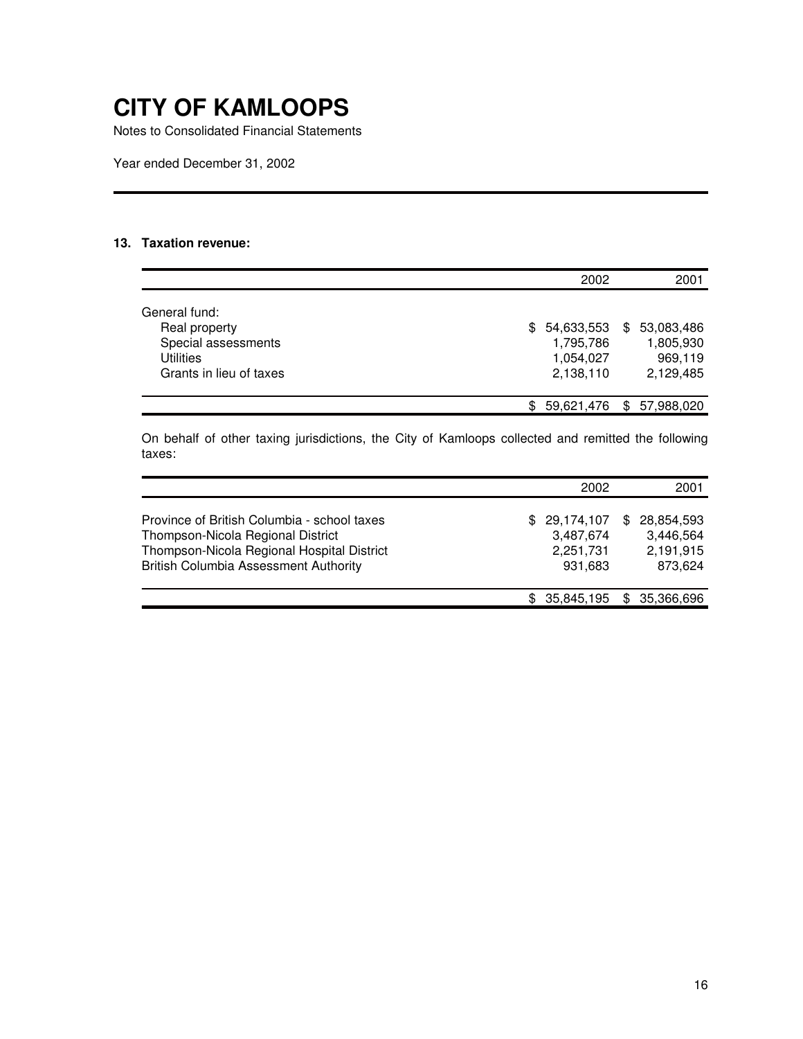# CITY OF KAMLOOPS

Notes to Consolidated Financial Statements

Year ended December 31, 2002

## 13. Taxation revenue:

| | 2002 | 2001 |
|---|---|---|
| General fund: | | |
| Real property | $ 54,633,553 | $ 53,083,486 |
| Special assessments | 1,795,786 | 1,805,930 |
| Utilities | 1,054,027 | 969,119 |
| Grants in lieu of taxes | 2,138,110 | 2,129,485 |
| | $ 59,621,476 | $ 57,988,020 |

On behalf of other taxing jurisdictions, the City of Kamloops collected and remitted the following taxes:

| | 2002 | 2001 |
|---|---|---|
| Province of British Columbia - school taxes | $ 29,174,107 | $ 28,854,593 |
| Thompson-Nicola Regional District | 3,487,674 | 3,446,564 |
| Thompson-Nicola Regional Hospital District | 2,251,731 | 2,191,915 |
| British Columbia Assessment Authority | 931,683 | 873,624 |
| | $ 35,845,195 | $ 35,366,696 |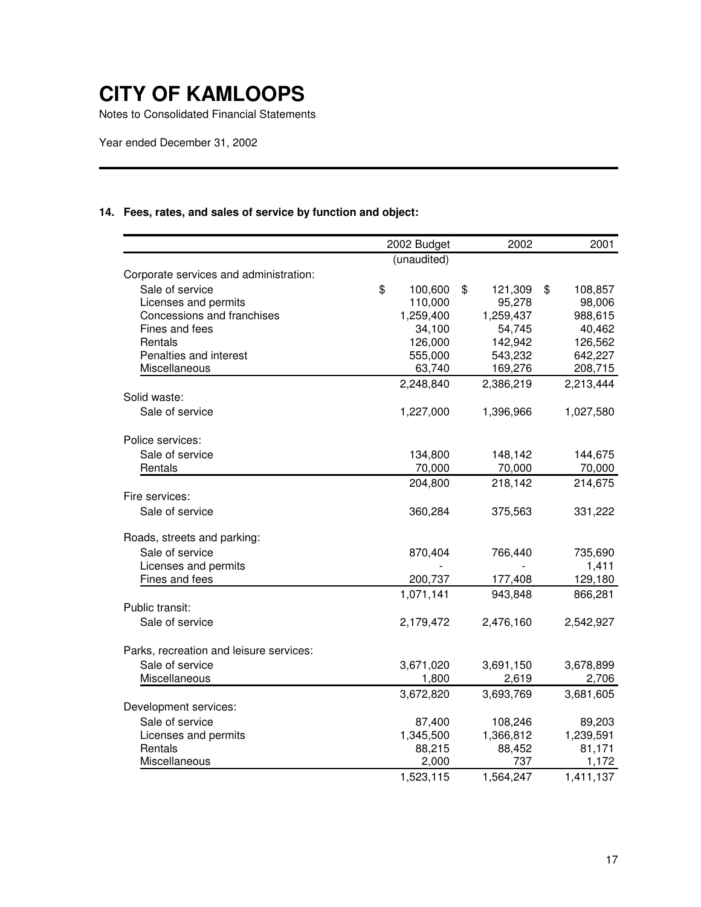# CITY OF KAMLOOPS

Notes to Consolidated Financial Statements

Year ended December 31, 2002

### 14. Fees, rates, and sales of service by function and object:

| | 2002 Budget (unaudited) | 2002 | 2001 |
|---|---|---|---|
| Corporate services and administration: | | | |
| Sale of service | $ 100,600 | $ 121,309 | $ 108,857 |
| Licenses and permits | 110,000 | 95,278 | 98,006 |
| Concessions and franchises | 1,259,400 | 1,259,437 | 988,615 |
| Fines and fees | 34,100 | 54,745 | 40,462 |
| Rentals | 126,000 | 142,942 | 126,562 |
| Penalties and interest | 555,000 | 543,232 | 642,227 |
| Miscellaneous | 63,740 | 169,276 | 208,715 |
| | 2,248,840 | 2,386,219 | 2,213,444 |
| Solid waste: | | | |
| Sale of service | 1,227,000 | 1,396,966 | 1,027,580 |
| Police services: | | | |
| Sale of service | 134,800 | 148,142 | 144,675 |
| Rentals | 70,000 | 70,000 | 70,000 |
| | 204,800 | 218,142 | 214,675 |
| Fire services: | | | |
| Sale of service | 360,284 | 375,563 | 331,222 |
| Roads, streets and parking: | | | |
| Sale of service | 870,404 | 766,440 | 735,690 |
| Licenses and permits | - | - | 1,411 |
| Fines and fees | 200,737 | 177,408 | 129,180 |
| | 1,071,141 | 943,848 | 866,281 |
| Public transit: | | | |
| Sale of service | 2,179,472 | 2,476,160 | 2,542,927 |
| Parks, recreation and leisure services: | | | |
| Sale of service | 3,671,020 | 3,691,150 | 3,678,899 |
| Miscellaneous | 1,800 | 2,619 | 2,706 |
| | 3,672,820 | 3,693,769 | 3,681,605 |
| Development services: | | | |
| Sale of service | 87,400 | 108,246 | 89,203 |
| Licenses and permits | 1,345,500 | 1,366,812 | 1,239,591 |
| Rentals | 88,215 | 88,452 | 81,171 |
| Miscellaneous | 2,000 | 737 | 1,172 |
| | 1,523,115 | 1,564,247 | 1,411,137 |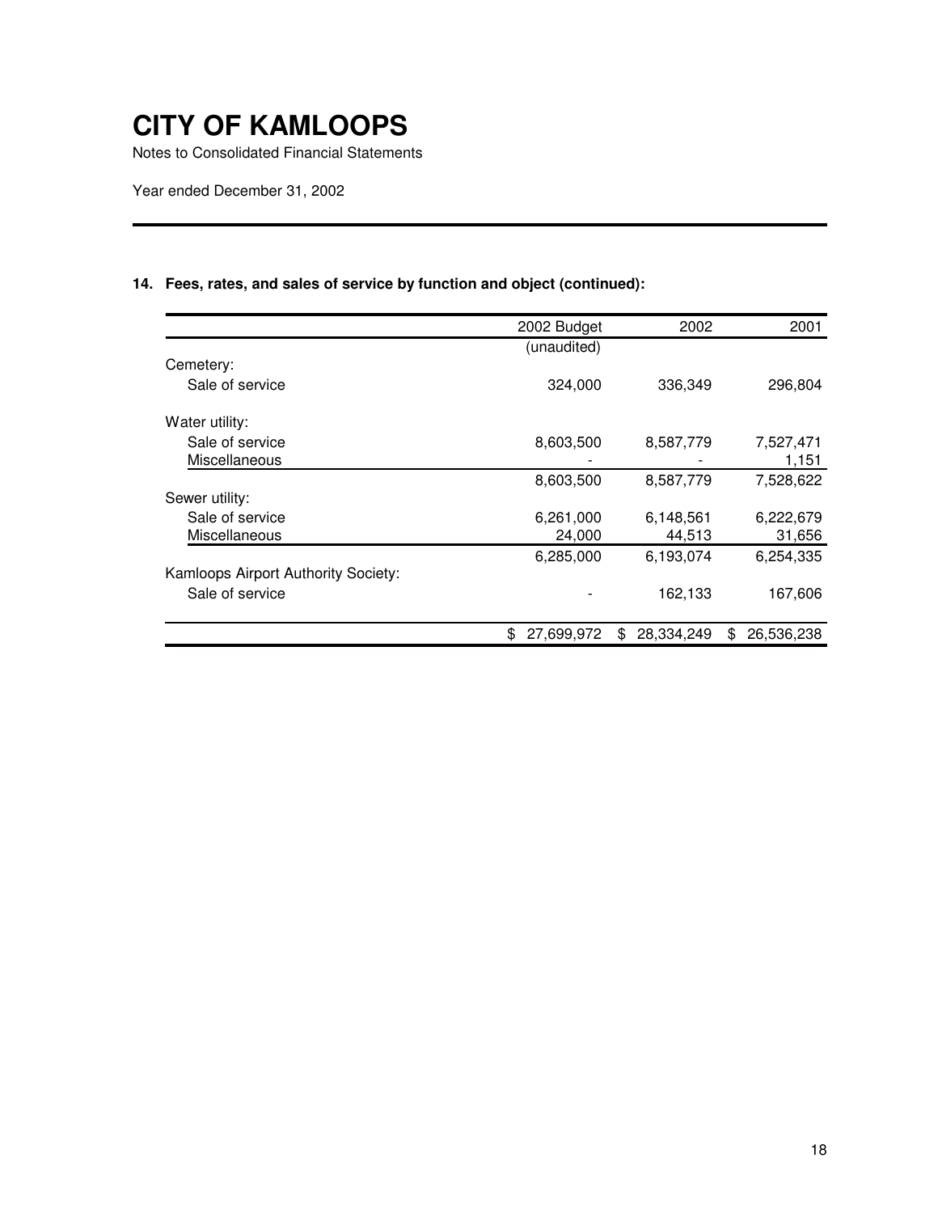# CITY OF KAMLOOPS

Notes to Consolidated Financial Statements

Year ended December 31, 2002

### 14. Fees, rates, and sales of service by function and object (continued):

| | 2002 Budget (unaudited) | 2002 | 2001 |
|---|---|---|---|
| Cemetery: | | | |
| Sale of service | 324,000 | 336,349 | 296,804 |
| Water utility: | | | |
| Sale of service | 8,603,500 | 8,587,779 | 7,527,471 |
| Miscellaneous | - | - | 1,151 |
| | 8,603,500 | 8,587,779 | 7,528,622 |
| Sewer utility: | | | |
| Sale of service | 6,261,000 | 6,148,561 | 6,222,679 |
| Miscellaneous | 24,000 | 44,513 | 31,656 |
| | 6,285,000 | 6,193,074 | 6,254,335 |
| Kamloops Airport Authority Society: | | | |
| Sale of service | - | 162,133 | 167,606 |
| | $ 27,699,972 | $ 28,334,249 | $ 26,536,238 |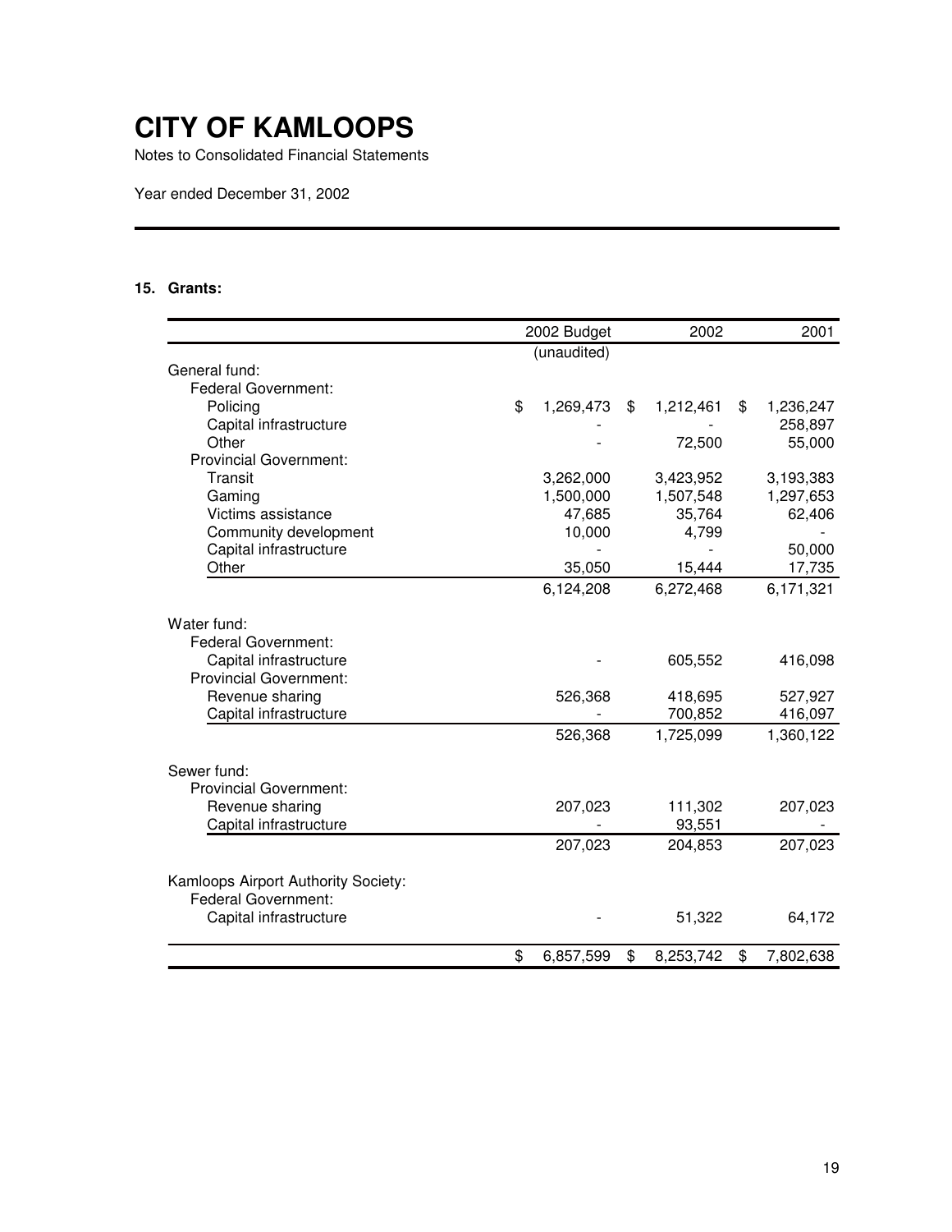# CITY OF KAMLOOPS

Notes to Consolidated Financial Statements

Year ended December 31, 2002

### 15. Grants:

| | 2002 Budget (unaudited) | 2002 | 2001 |
|---|---|---|---|
| General fund: | | | |
| Federal Government: | | | |
| Policing | $ 1,269,473 | $ 1,212,461 | $ 1,236,247 |
| Capital infrastructure | - | - | 258,897 |
| Other | - | 72,500 | 55,000 |
| Provincial Government: | | | |
| Transit | 3,262,000 | 3,423,952 | 3,193,383 |
| Gaming | 1,500,000 | 1,507,548 | 1,297,653 |
| Victims assistance | 47,685 | 35,764 | 62,406 |
| Community development | 10,000 | 4,799 | - |
| Capital infrastructure | - | - | 50,000 |
| Other | 35,050 | 15,444 | 17,735 |
| | 6,124,208 | 6,272,468 | 6,171,321 |
| Water fund: | | | |
| Federal Government: | | | |
| Capital infrastructure | - | 605,552 | 416,098 |
| Provincial Government: | | | |
| Revenue sharing | 526,368 | 418,695 | 527,927 |
| Capital infrastructure | - | 700,852 | 416,097 |
| | 526,368 | 1,725,099 | 1,360,122 |
| Sewer fund: | | | |
| Provincial Government: | | | |
| Revenue sharing | 207,023 | 111,302 | 207,023 |
| Capital infrastructure | - | 93,551 | - |
| | 207,023 | 204,853 | 207,023 |
| Kamloops Airport Authority Society: | | | |
| Federal Government: | | | |
| Capital infrastructure | - | 51,322 | 64,172 |
| | $ 6,857,599 | $ 8,253,742 | $ 7,802,638 |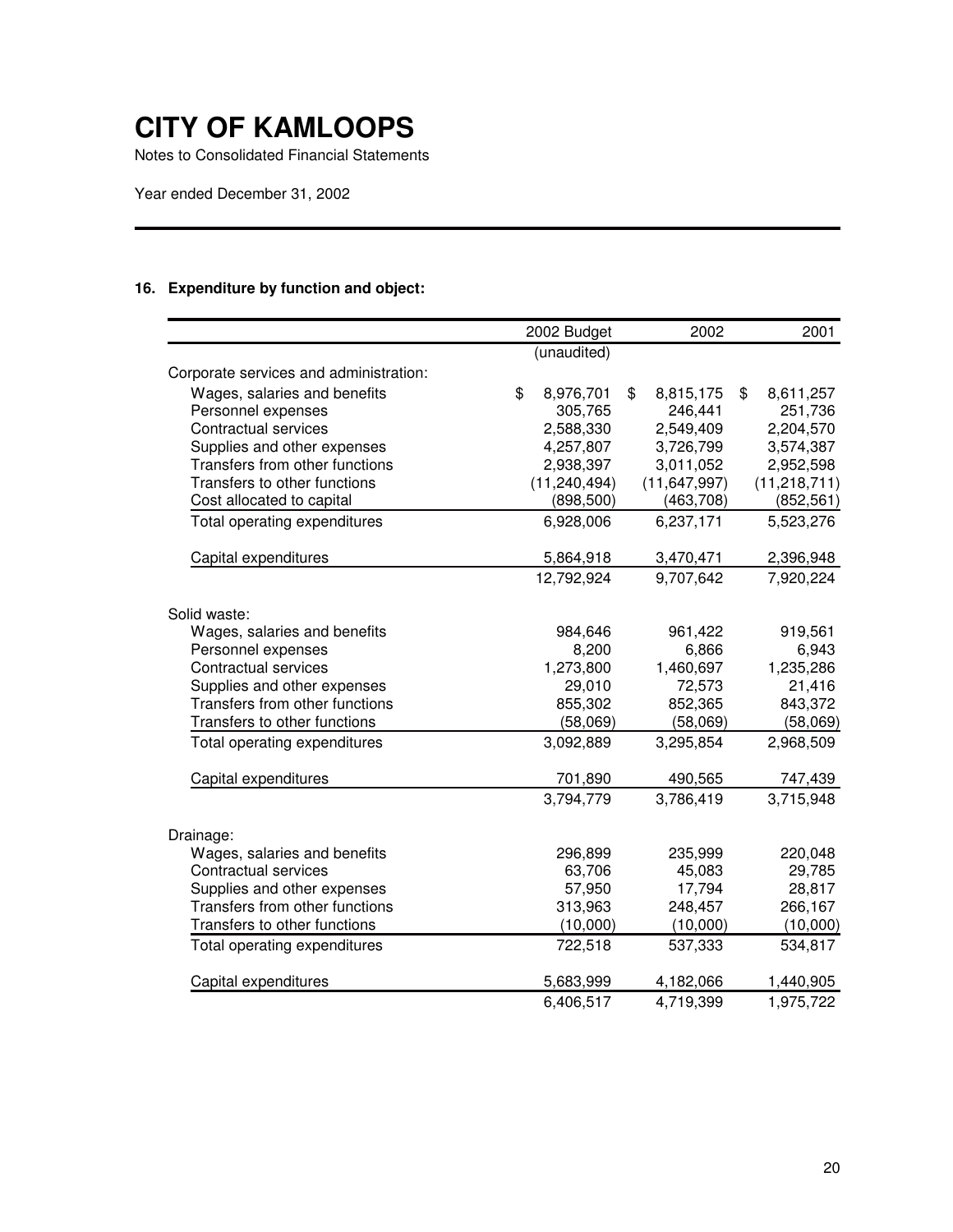# CITY OF KAMLOOPS

Notes to Consolidated Financial Statements

Year ended December 31, 2002

## 16. Expenditure by function and object:

| | 2002 Budget | 2002 | 2001 |
|---|---|---|---|
| | (unaudited) | | |
| Corporate services and administration: | | | |
| Wages, salaries and benefits | $ 8,976,701 | $ 8,815,175 | $ 8,611,257 |
| Personnel expenses | 305,765 | 246,441 | 251,736 |
| Contractual services | 2,588,330 | 2,549,409 | 2,204,570 |
| Supplies and other expenses | 4,257,807 | 3,726,799 | 3,574,387 |
| Transfers from other functions | 2,938,397 | 3,011,052 | 2,952,598 |
| Transfers to other functions | (11,240,494) | (11,647,997) | (11,218,711) |
| Cost allocated to capital | (898,500) | (463,708) | (852,561) |
| Total operating expenditures | 6,928,006 | 6,237,171 | 5,523,276 |
| Capital expenditures | 5,864,918 | 3,470,471 | 2,396,948 |
| | 12,792,924 | 9,707,642 | 7,920,224 |
| Solid waste: | | | |
| Wages, salaries and benefits | 984,646 | 961,422 | 919,561 |
| Personnel expenses | 8,200 | 6,866 | 6,943 |
| Contractual services | 1,273,800 | 1,460,697 | 1,235,286 |
| Supplies and other expenses | 29,010 | 72,573 | 21,416 |
| Transfers from other functions | 855,302 | 852,365 | 843,372 |
| Transfers to other functions | (58,069) | (58,069) | (58,069) |
| Total operating expenditures | 3,092,889 | 3,295,854 | 2,968,509 |
| Capital expenditures | 701,890 | 490,565 | 747,439 |
| | 3,794,779 | 3,786,419 | 3,715,948 |
| Drainage: | | | |
| Wages, salaries and benefits | 296,899 | 235,999 | 220,048 |
| Contractual services | 63,706 | 45,083 | 29,785 |
| Supplies and other expenses | 57,950 | 17,794 | 28,817 |
| Transfers from other functions | 313,963 | 248,457 | 266,167 |
| Transfers to other functions | (10,000) | (10,000) | (10,000) |
| Total operating expenditures | 722,518 | 537,333 | 534,817 |
| Capital expenditures | 5,683,999 | 4,182,066 | 1,440,905 |
| | 6,406,517 | 4,719,399 | 1,975,722 |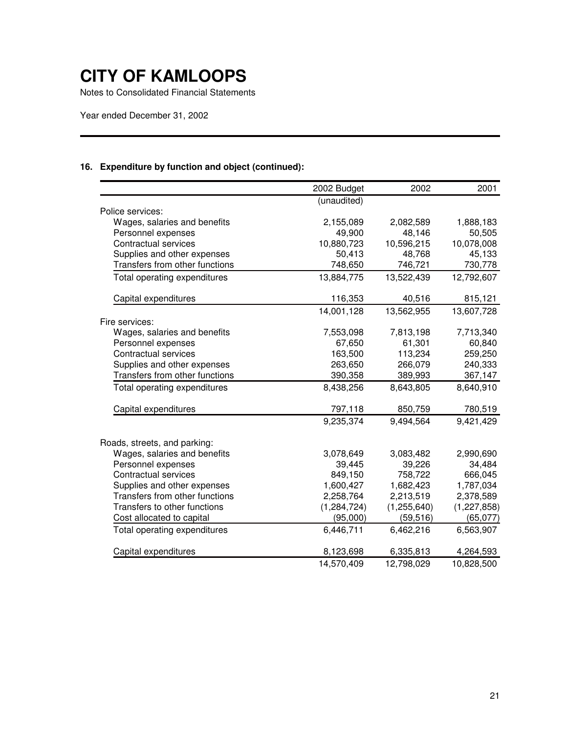# CITY OF KAMLOOPS

Notes to Consolidated Financial Statements

Year ended December 31, 2002

## 16. Expenditure by function and object (continued):

| | 2002 Budget | 2002 | 2001 |
|---|---|---|---|
| | (unaudited) | | |
| Police services: | | | |
| Wages, salaries and benefits | 2,155,089 | 2,082,589 | 1,888,183 |
| Personnel expenses | 49,900 | 48,146 | 50,505 |
| Contractual services | 10,880,723 | 10,596,215 | 10,078,008 |
| Supplies and other expenses | 50,413 | 48,768 | 45,133 |
| Transfers from other functions | 748,650 | 746,721 | 730,778 |
| Total operating expenditures | 13,884,775 | 13,522,439 | 12,792,607 |
| Capital expenditures | 116,353 | 40,516 | 815,121 |
| | 14,001,128 | 13,562,955 | 13,607,728 |
| Fire services: | | | |
| Wages, salaries and benefits | 7,553,098 | 7,813,198 | 7,713,340 |
| Personnel expenses | 67,650 | 61,301 | 60,840 |
| Contractual services | 163,500 | 113,234 | 259,250 |
| Supplies and other expenses | 263,650 | 266,079 | 240,333 |
| Transfers from other functions | 390,358 | 389,993 | 367,147 |
| Total operating expenditures | 8,438,256 | 8,643,805 | 8,640,910 |
| Capital expenditures | 797,118 | 850,759 | 780,519 |
| | 9,235,374 | 9,494,564 | 9,421,429 |
| Roads, streets, and parking: | | | |
| Wages, salaries and benefits | 3,078,649 | 3,083,482 | 2,990,690 |
| Personnel expenses | 39,445 | 39,226 | 34,484 |
| Contractual services | 849,150 | 758,722 | 666,045 |
| Supplies and other expenses | 1,600,427 | 1,682,423 | 1,787,034 |
| Transfers from other functions | 2,258,764 | 2,213,519 | 2,378,589 |
| Transfers to other functions | (1,284,724) | (1,255,640) | (1,227,858) |
| Cost allocated to capital | (95,000) | (59,516) | (65,077) |
| Total operating expenditures | 6,446,711 | 6,462,216 | 6,563,907 |
| Capital expenditures | 8,123,698 | 6,335,813 | 4,264,593 |
| | 14,570,409 | 12,798,029 | 10,828,500 |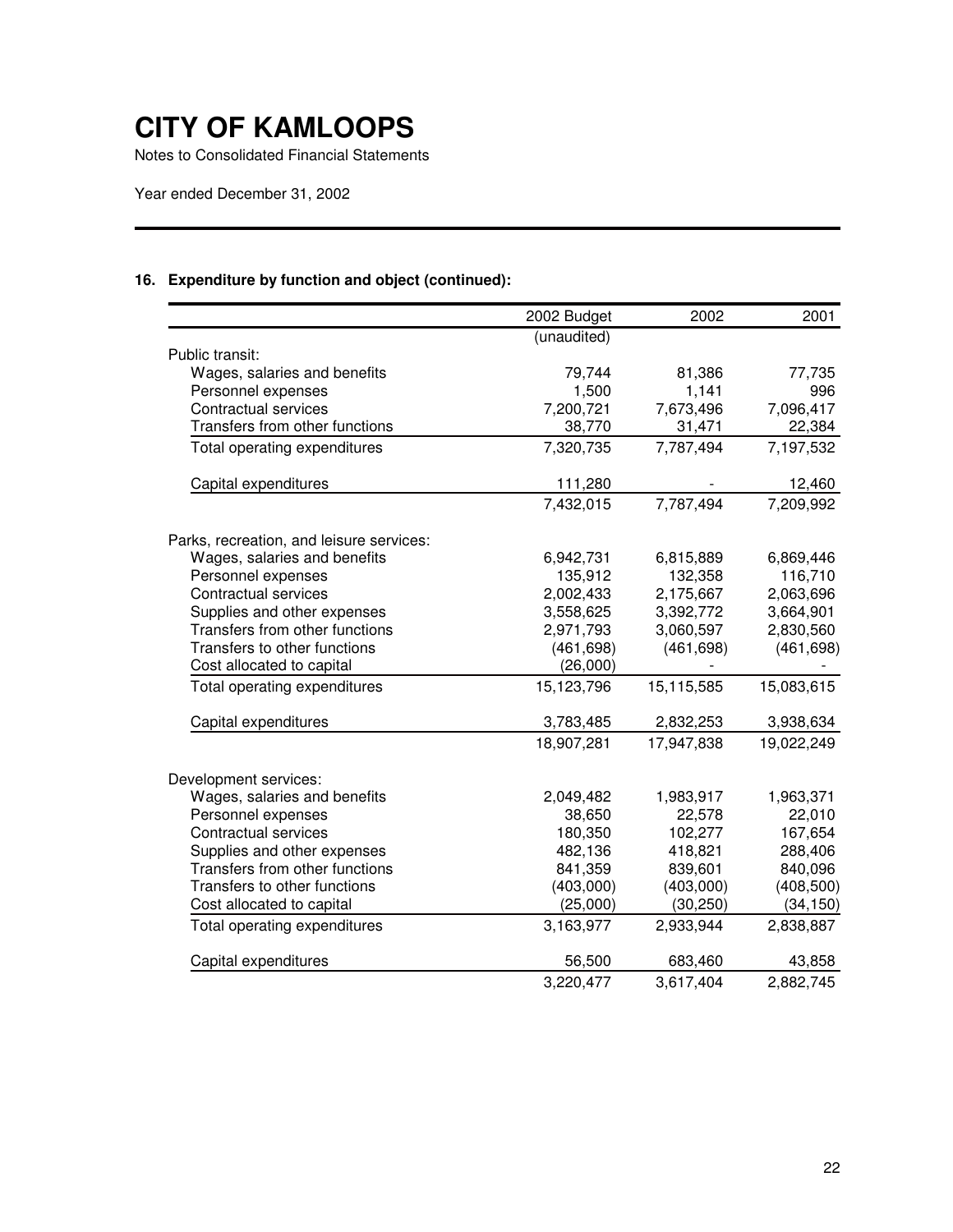# CITY OF KAMLOOPS

Notes to Consolidated Financial Statements

Year ended December 31, 2002

## 16. Expenditure by function and object (continued):

| | 2002 Budget | 2002 | 2001 |
|---|---|---|---|
| | (unaudited) | | |
| Public transit: | | | |
| Wages, salaries and benefits | 79,744 | 81,386 | 77,735 |
| Personnel expenses | 1,500 | 1,141 | 996 |
| Contractual services | 7,200,721 | 7,673,496 | 7,096,417 |
| Transfers from other functions | 38,770 | 31,471 | 22,384 |
| Total operating expenditures | 7,320,735 | 7,787,494 | 7,197,532 |
| Capital expenditures | 111,280 | - | 12,460 |
| | 7,432,015 | 7,787,494 | 7,209,992 |
| Parks, recreation, and leisure services: | | | |
| Wages, salaries and benefits | 6,942,731 | 6,815,889 | 6,869,446 |
| Personnel expenses | 135,912 | 132,358 | 116,710 |
| Contractual services | 2,002,433 | 2,175,667 | 2,063,696 |
| Supplies and other expenses | 3,558,625 | 3,392,772 | 3,664,901 |
| Transfers from other functions | 2,971,793 | 3,060,597 | 2,830,560 |
| Transfers to other functions | (461,698) | (461,698) | (461,698) |
| Cost allocated to capital | (26,000) | - | - |
| Total operating expenditures | 15,123,796 | 15,115,585 | 15,083,615 |
| Capital expenditures | 3,783,485 | 2,832,253 | 3,938,634 |
| | 18,907,281 | 17,947,838 | 19,022,249 |
| Development services: | | | |
| Wages, salaries and benefits | 2,049,482 | 1,983,917 | 1,963,371 |
| Personnel expenses | 38,650 | 22,578 | 22,010 |
| Contractual services | 180,350 | 102,277 | 167,654 |
| Supplies and other expenses | 482,136 | 418,821 | 288,406 |
| Transfers from other functions | 841,359 | 839,601 | 840,096 |
| Transfers to other functions | (403,000) | (403,000) | (408,500) |
| Cost allocated to capital | (25,000) | (30,250) | (34,150) |
| Total operating expenditures | 3,163,977 | 2,933,944 | 2,838,887 |
| Capital expenditures | 56,500 | 683,460 | 43,858 |
| | 3,220,477 | 3,617,404 | 2,882,745 |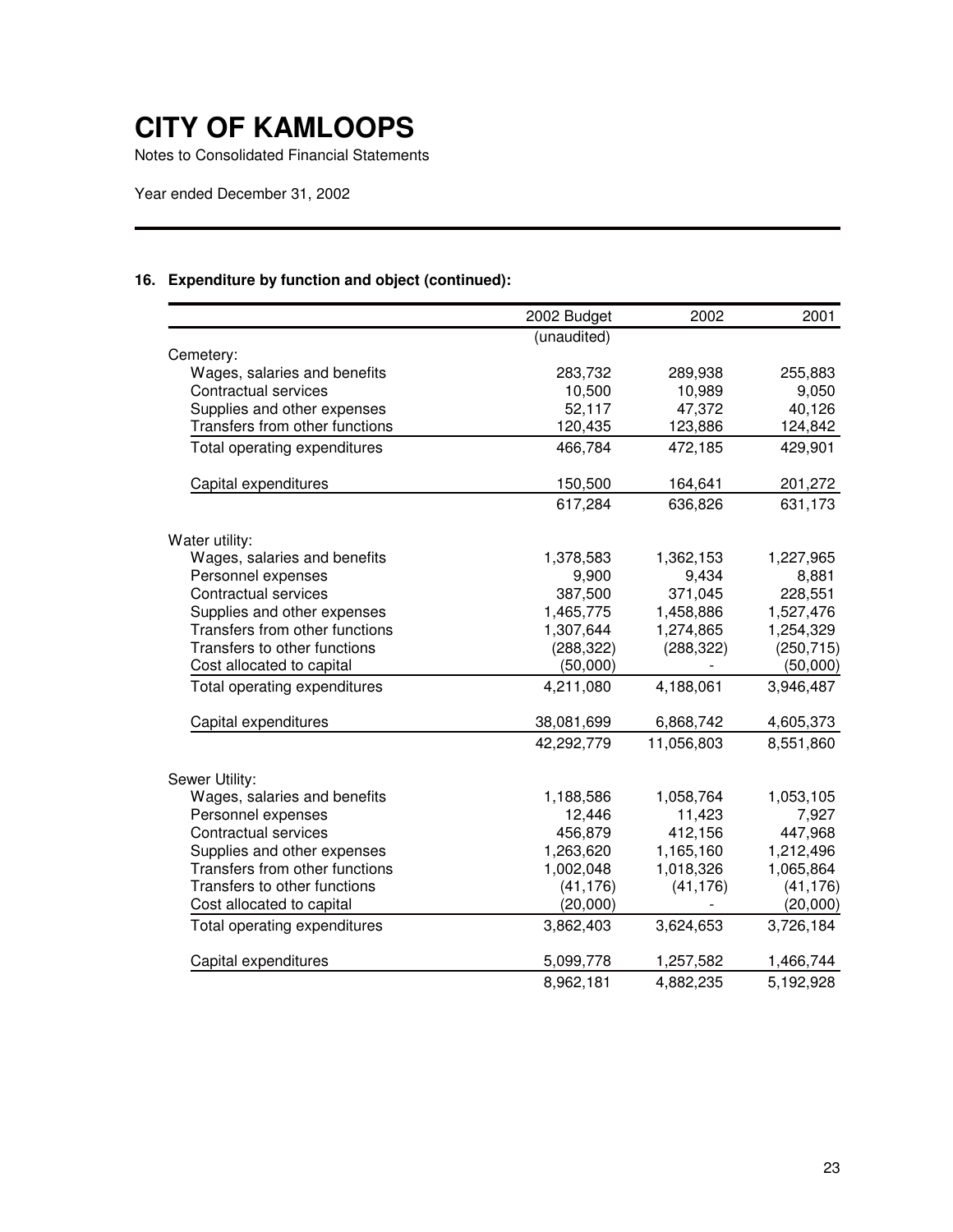# CITY OF KAMLOOPS

Notes to Consolidated Financial Statements

Year ended December 31, 2002

## 16. Expenditure by function and object (continued):

| | 2002 Budget | 2002 | 2001 |
|---|---|---|---|
| | (unaudited) | | |
| Cemetery: | | | |
| Wages, salaries and benefits | 283,732 | 289,938 | 255,883 |
| Contractual services | 10,500 | 10,989 | 9,050 |
| Supplies and other expenses | 52,117 | 47,372 | 40,126 |
| Transfers from other functions | 120,435 | 123,886 | 124,842 |
| Total operating expenditures | 466,784 | 472,185 | 429,901 |
| Capital expenditures | 150,500 | 164,641 | 201,272 |
| | 617,284 | 636,826 | 631,173 |
| Water utility: | | | |
| Wages, salaries and benefits | 1,378,583 | 1,362,153 | 1,227,965 |
| Personnel expenses | 9,900 | 9,434 | 8,881 |
| Contractual services | 387,500 | 371,045 | 228,551 |
| Supplies and other expenses | 1,465,775 | 1,458,886 | 1,527,476 |
| Transfers from other functions | 1,307,644 | 1,274,865 | 1,254,329 |
| Transfers to other functions | (288,322) | (288,322) | (250,715) |
| Cost allocated to capital | (50,000) | - | (50,000) |
| Total operating expenditures | 4,211,080 | 4,188,061 | 3,946,487 |
| Capital expenditures | 38,081,699 | 6,868,742 | 4,605,373 |
| | 42,292,779 | 11,056,803 | 8,551,860 |
| Sewer Utility: | | | |
| Wages, salaries and benefits | 1,188,586 | 1,058,764 | 1,053,105 |
| Personnel expenses | 12,446 | 11,423 | 7,927 |
| Contractual services | 456,879 | 412,156 | 447,968 |
| Supplies and other expenses | 1,263,620 | 1,165,160 | 1,212,496 |
| Transfers from other functions | 1,002,048 | 1,018,326 | 1,065,864 |
| Transfers to other functions | (41,176) | (41,176) | (41,176) |
| Cost allocated to capital | (20,000) | - | (20,000) |
| Total operating expenditures | 3,862,403 | 3,624,653 | 3,726,184 |
| Capital expenditures | 5,099,778 | 1,257,582 | 1,466,744 |
| | 8,962,181 | 4,882,235 | 5,192,928 |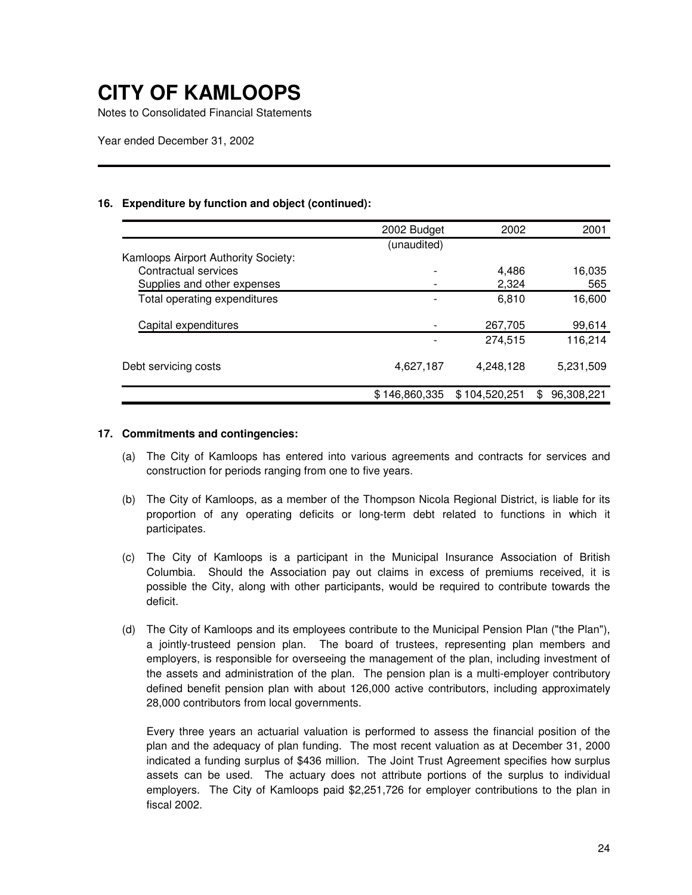# CITY OF KAMLOOPS

Notes to Consolidated Financial Statements

Year ended December 31, 2002

### 16. Expenditure by function and object (continued):

| | 2002 Budget (unaudited) | 2002 | 2001 |
|---|---|---|---|
| Kamloops Airport Authority Society: | | | |
| Contractual services | - | 4,486 | 16,035 |
| Supplies and other expenses | - | 2,324 | 565 |
| Total operating expenditures | - | 6,810 | 16,600 |
| Capital expenditures | - | 267,705 | 99,614 |
| | - | 274,515 | 116,214 |
| Debt servicing costs | 4,627,187 | 4,248,128 | 5,231,509 |
| | $ 146,860,335 | $ 104,520,251 | $ 96,308,221 |

### 17. Commitments and contingencies:

(a) The City of Kamloops has entered into various agreements and contracts for services and construction for periods ranging from one to five years.

(b) The City of Kamloops, as a member of the Thompson Nicola Regional District, is liable for its proportion of any operating deficits or long-term debt related to functions in which it participates.

(c) The City of Kamloops is a participant in the Municipal Insurance Association of British Columbia. Should the Association pay out claims in excess of premiums received, it is possible the City, along with other participants, would be required to contribute towards the deficit.

(d) The City of Kamloops and its employees contribute to the Municipal Pension Plan ("the Plan"), a jointly-trusteed pension plan. The board of trustees, representing plan members and employers, is responsible for overseeing the management of the plan, including investment of the assets and administration of the plan. The pension plan is a multi-employer contributory defined benefit pension plan with about 126,000 active contributors, including approximately 28,000 contributors from local governments.

Every three years an actuarial valuation is performed to assess the financial position of the plan and the adequacy of plan funding. The most recent valuation as at December 31, 2000 indicated a funding surplus of $436 million. The Joint Trust Agreement specifies how surplus assets can be used. The actuary does not attribute portions of the surplus to individual employers. The City of Kamloops paid $2,251,726 for employer contributions to the plan in fiscal 2002.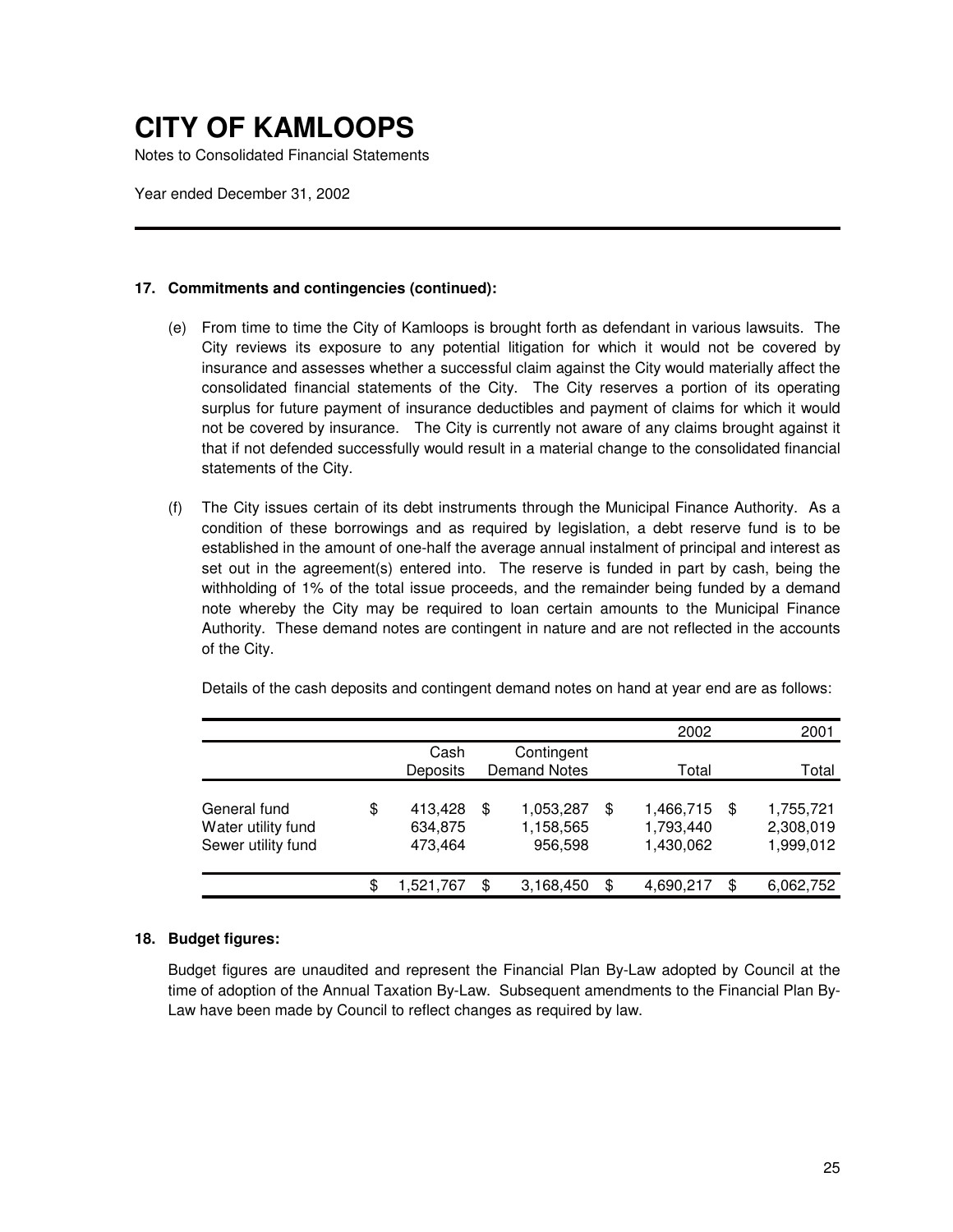# CITY OF KAMLOOPS

Notes to Consolidated Financial Statements

Year ended December 31, 2002

### 17. Commitments and contingencies (continued):

(e) From time to time the City of Kamloops is brought forth as defendant in various lawsuits. The City reviews its exposure to any potential litigation for which it would not be covered by insurance and assesses whether a successful claim against the City would materially affect the consolidated financial statements of the City. The City reserves a portion of its operating surplus for future payment of insurance deductibles and payment of claims for which it would not be covered by insurance. The City is currently not aware of any claims brought against it that if not defended successfully would result in a material change to the consolidated financial statements of the City.

(f) The City issues certain of its debt instruments through the Municipal Finance Authority. As a condition of these borrowings and as required by legislation, a debt reserve fund is to be established in the amount of one-half the average annual instalment of principal and interest as set out in the agreement(s) entered into. The reserve is funded in part by cash, being the withholding of 1% of the total issue proceeds, and the remainder being funded by a demand note whereby the City may be required to loan certain amounts to the Municipal Finance Authority. These demand notes are contingent in nature and are not reflected in the accounts of the City.

Details of the cash deposits and contingent demand notes on hand at year end are as follows:

| | | | 2002 | 2001 |
|---|---|---|---|---|
| | Cash Deposits | Contingent Demand Notes | Total | Total |
| General fund | $ 413,428 | $ 1,053,287 | $ 1,466,715 | $ 1,755,721 |
| Water utility fund | 634,875 | 1,158,565 | 1,793,440 | 2,308,019 |
| Sewer utility fund | 473,464 | 956,598 | 1,430,062 | 1,999,012 |
| | $ 1,521,767 | $ 3,168,450 | $ 4,690,217 | $ 6,062,752 |

### 18. Budget figures:

Budget figures are unaudited and represent the Financial Plan By-Law adopted by Council at the time of adoption of the Annual Taxation By-Law. Subsequent amendments to the Financial Plan By-Law have been made by Council to reflect changes as required by law.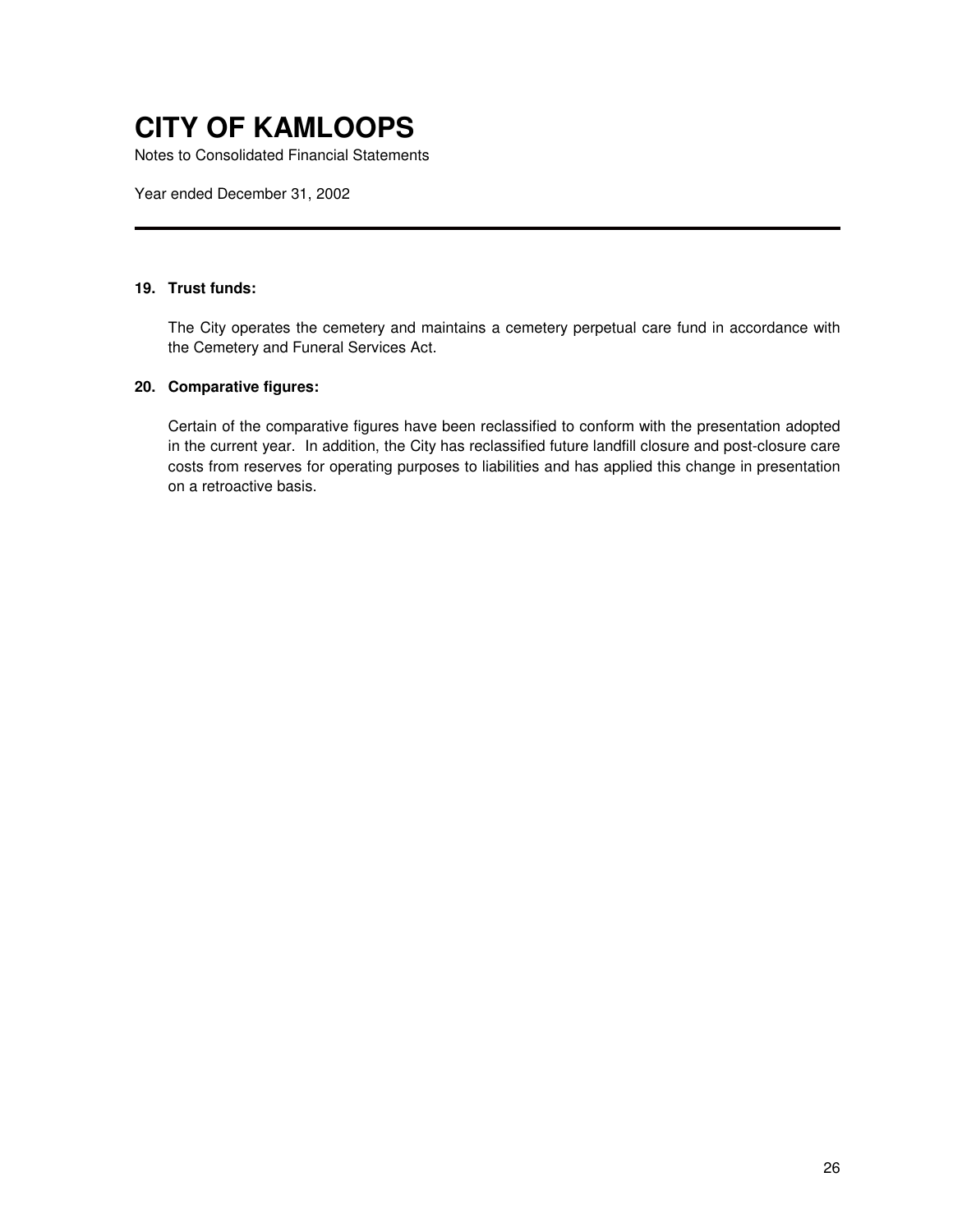# CITY OF KAMLOOPS

Notes to Consolidated Financial Statements

Year ended December 31, 2002

---

**19. Trust funds:**

The City operates the cemetery and maintains a cemetery perpetual care fund in accordance with the Cemetery and Funeral Services Act.

**20. Comparative figures:**

Certain of the comparative figures have been reclassified to conform with the presentation adopted in the current year. In addition, the City has reclassified future landfill closure and post-closure care costs from reserves for operating purposes to liabilities and has applied this change in presentation on a retroactive basis.